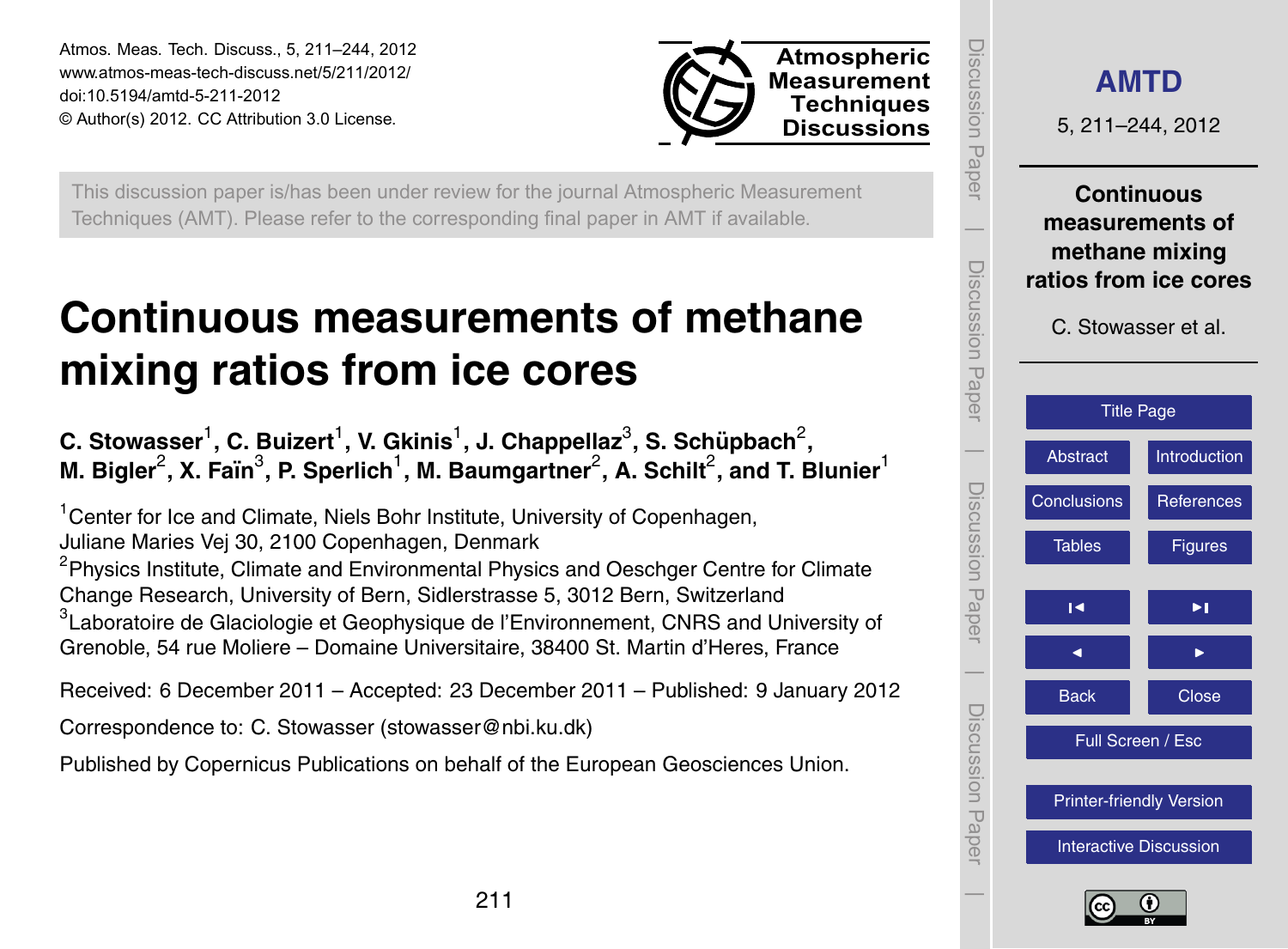This discussion paper is/has been under review for the journal Atmospheric Measurement Techniques (AMT). Please refer to the corresponding final paper in AMT if available.

# Continuous measurements of methane mixing ratios from ice cores

**C. Stowasser[1], C. Buizert[1], V. Gkinis[1], J. Chappellaz[3], S. Schüpbach[2], M. Bigler[2], X. Faïn[3], P. Sperlich[1], M. Baumgartner[2], A. Schilt[2], and T. Blunier[1]**

[1]Center for Ice and Climate, Niels Bohr Institute, University of Copenhagen, Juliane Maries Vej 30, 2100 Copenhagen, Denmark

[2]Physics Institute, Climate and Environmental Physics and Oeschger Centre for Climate Change Research, University of Bern, Sidlerstrasse 5, 3012 Bern, Switzerland

[3]Laboratoire de Glaciologie et Geophysique de l'Environnement, CNRS and University of Grenoble, 54 rue Moliere – Domaine Universitaire, 38400 St. Martin d'Heres, France

Received: 6 December 2011 – Accepted: 23 December 2011 – Published: 9 January 2012

Correspondence to: C. Stowasser (stowasser@nbi.ku.dk)

Published by Copernicus Publications on behalf of the European Geosciences Union.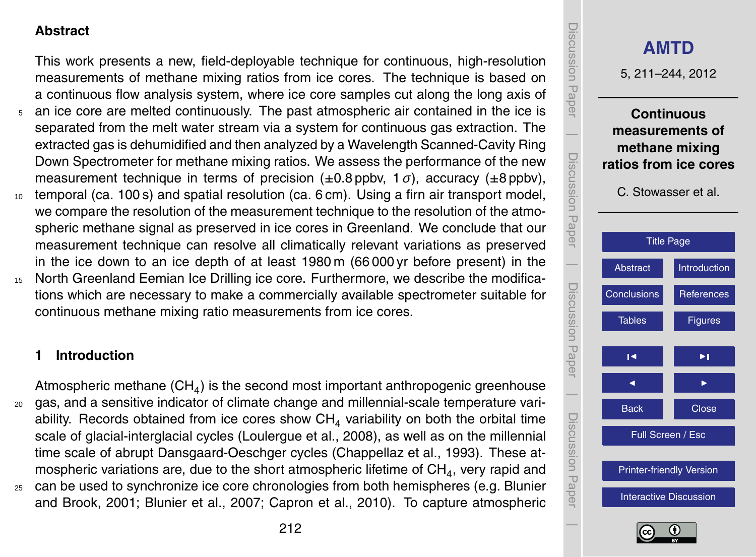## Abstract

This work presents a new, field-deployable technique for continuous, high-resolution measurements of methane mixing ratios from ice cores. The technique is based on a continuous flow analysis system, where ice core samples cut along the long axis of an ice core are melted continuously. The past atmospheric air contained in the ice is separated from the melt water stream via a system for continuous gas extraction. The extracted gas is dehumidified and then analyzed by a Wavelength Scanned-Cavity Ring Down Spectrometer for methane mixing ratios. We assess the performance of the new measurement technique in terms of precision (±0.8 ppbv, 1 $\sigma$), accuracy (±8 ppbv), temporal (ca. 100 s) and spatial resolution (ca. 6 cm). Using a firn air transport model, we compare the resolution of the measurement technique to the resolution of the atmospheric methane signal as preserved in ice cores in Greenland. We conclude that our measurement technique can resolve all climatically relevant variations as preserved in the ice down to an ice depth of at least 1980 m (66 000 yr before present) in the North Greenland Eemian Ice Drilling ice core. Furthermore, we describe the modifications which are necessary to make a commercially available spectrometer suitable for continuous methane mixing ratio measurements from ice cores.

## 1 Introduction

Atmospheric methane ($CH_4$) is the second most important anthropogenic greenhouse gas, and a sensitive indicator of climate change and millennial-scale temperature variability. Records obtained from ice cores show $CH_4$ variability on both the orbital time scale of glacial-interglacial cycles (Loulergue et al., 2008), as well as on the millennial time scale of abrupt Dansgaard-Oeschger cycles (Chappellaz et al., 1993). These atmospheric variations are, due to the short atmospheric lifetime of $CH_4$, very rapid and can be used to synchronize ice core chronologies from both hemispheres (e.g. Blunier and Brook, 2001; Blunier et al., 2007; Capron et al., 2010). To capture atmospheric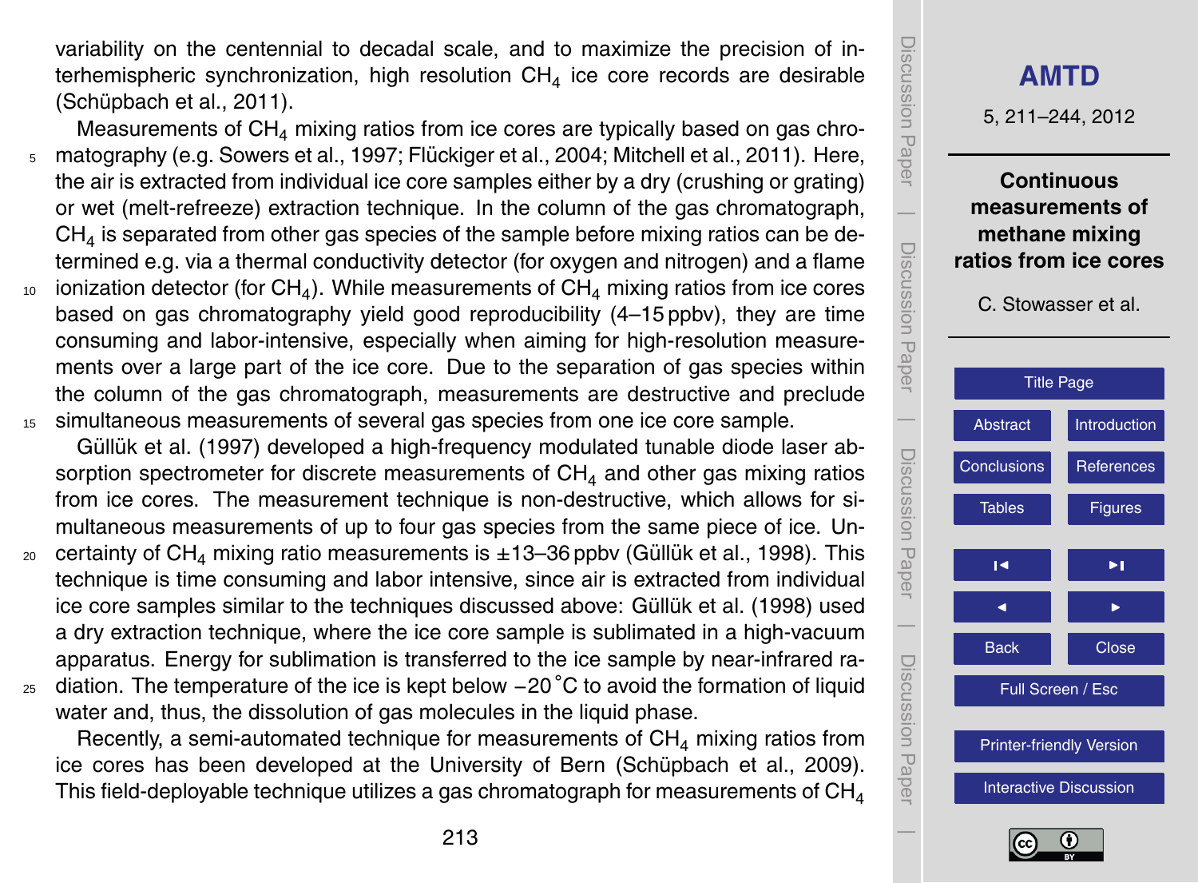variability on the centennial to decadal scale, and to maximize the precision of interhemispheric synchronization, high resolution $CH_4$ ice core records are desirable (Schüpbach et al., 2011).

Measurements of $CH_4$ mixing ratios from ice cores are typically based on gas chromatography (e.g. Sowers et al., 1997; Flückiger et al., 2004; Mitchell et al., 2011). Here, the air is extracted from individual ice core samples either by a dry (crushing or grating) or wet (melt-refreeze) extraction technique. In the column of the gas chromatograph, $CH_4$ is separated from other gas species of the sample before mixing ratios can be determined e.g. via a thermal conductivity detector (for oxygen and nitrogen) and a flame ionization detector (for $CH_4$). While measurements of $CH_4$ mixing ratios from ice cores based on gas chromatography yield good reproducibility (4–15 ppbv), they are time consuming and labor-intensive, especially when aiming for high-resolution measurements over a large part of the ice core. Due to the separation of gas species within the column of the gas chromatograph, measurements are destructive and preclude simultaneous measurements of several gas species from one ice core sample.

Güllük et al. (1997) developed a high-frequency modulated tunable diode laser absorption spectrometer for discrete measurements of $CH_4$ and other gas mixing ratios from ice cores. The measurement technique is non-destructive, which allows for simultaneous measurements of up to four gas species from the same piece of ice. Uncertainty of $CH_4$ mixing ratio measurements is ±13–36 ppbv (Güllük et al., 1998). This technique is time consuming and labor intensive, since air is extracted from individual ice core samples similar to the techniques discussed above: Güllük et al. (1998) used a dry extraction technique, where the ice core sample is sublimated in a high-vacuum apparatus. Energy for sublimation is transferred to the ice sample by near-infrared radiation. The temperature of the ice is kept below −20 °C to avoid the formation of liquid water and, thus, the dissolution of gas molecules in the liquid phase.

Recently, a semi-automated technique for measurements of $CH_4$ mixing ratios from ice cores has been developed at the University of Bern (Schüpbach et al., 2009). This field-deployable technique utilizes a gas chromatograph for measurements of $CH_4$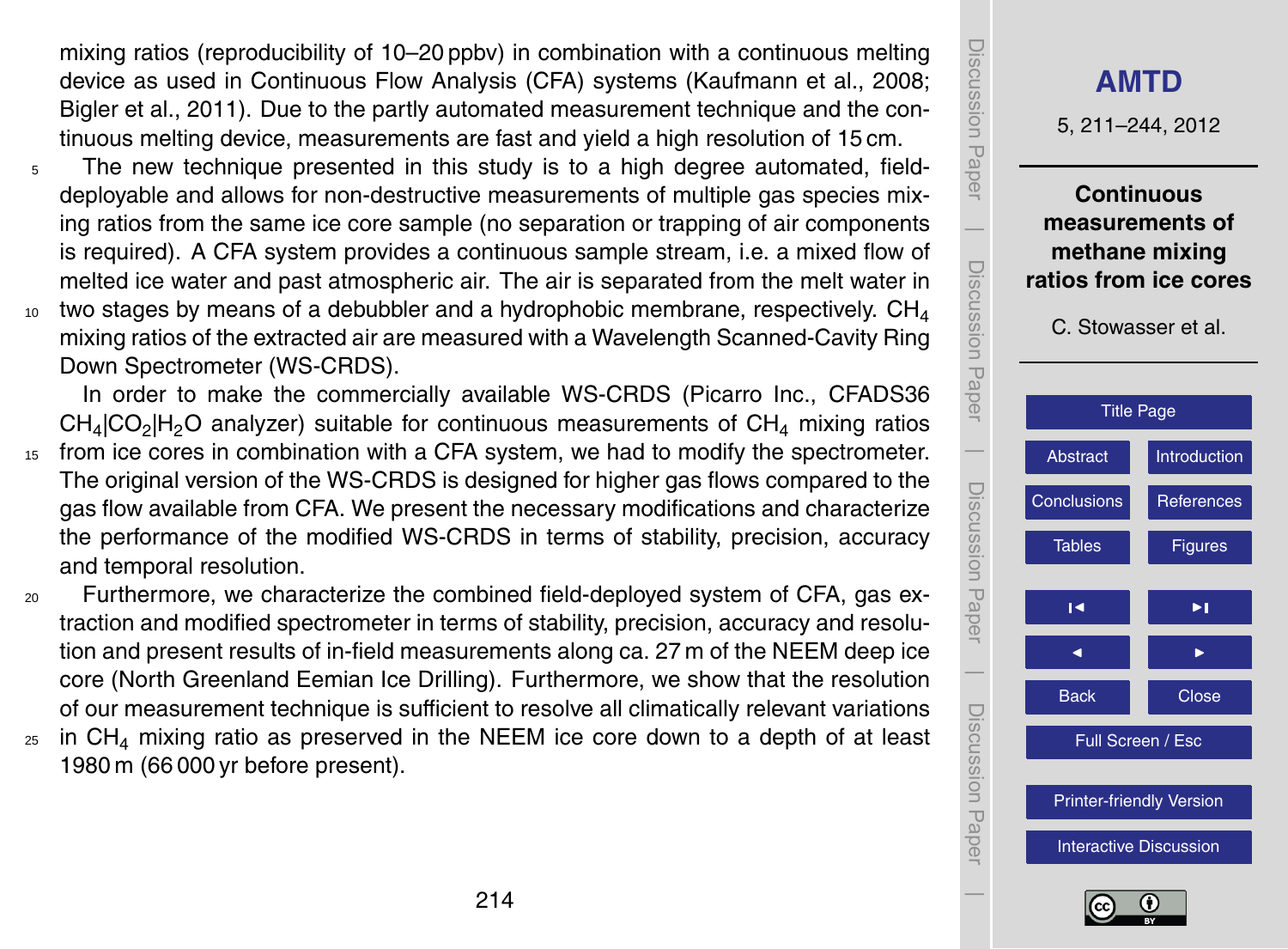mixing ratios (reproducibility of 10–20 ppbv) in combination with a continuous melting device as used in Continuous Flow Analysis (CFA) systems (Kaufmann et al., 2008; Bigler et al., 2011). Due to the partly automated measurement technique and the continuous melting device, measurements are fast and yield a high resolution of 15 cm.

The new technique presented in this study is to a high degree automated, field-deployable and allows for non-destructive measurements of multiple gas species mixing ratios from the same ice core sample (no separation or trapping of air components is required). A CFA system provides a continuous sample stream, i.e. a mixed flow of melted ice water and past atmospheric air. The air is separated from the melt water in two stages by means of a debubbler and a hydrophobic membrane, respectively. $CH_4$ mixing ratios of the extracted air are measured with a Wavelength Scanned-Cavity Ring Down Spectrometer (WS-CRDS).

In order to make the commercially available WS-CRDS (Picarro Inc., CFADS36 $CH_4$|$CO_2$|$H_2O$ analyzer) suitable for continuous measurements of $CH_4$ mixing ratios from ice cores in combination with a CFA system, we had to modify the spectrometer. The original version of the WS-CRDS is designed for higher gas flows compared to the gas flow available from CFA. We present the necessary modifications and characterize the performance of the modified WS-CRDS in terms of stability, precision, accuracy and temporal resolution.

Furthermore, we characterize the combined field-deployed system of CFA, gas extraction and modified spectrometer in terms of stability, precision, accuracy and resolution and present results of in-field measurements along ca. 27 m of the NEEM deep ice core (North Greenland Eemian Ice Drilling). Furthermore, we show that the resolution of our measurement technique is sufficient to resolve all climatically relevant variations in $CH_4$ mixing ratio as preserved in the NEEM ice core down to a depth of at least 1980 m (66 000 yr before present).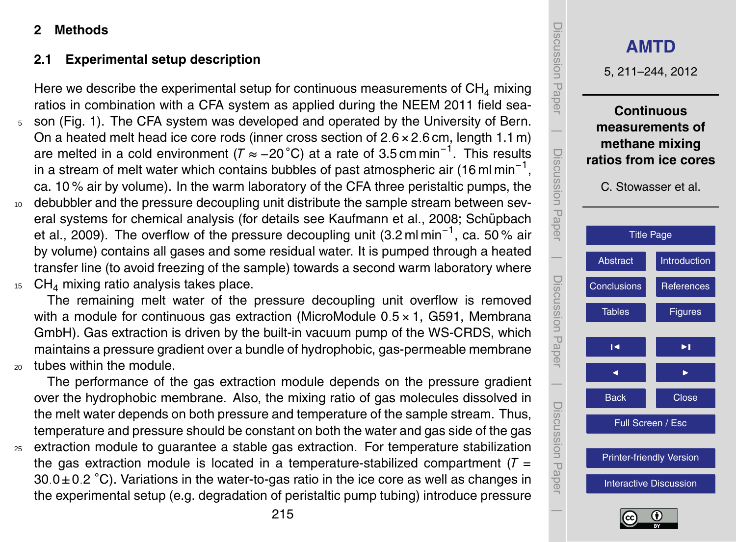## 2 Methods

### 2.1 Experimental setup description

Here we describe the experimental setup for continuous measurements of $CH_4$ mixing ratios in combination with a CFA system as applied during the NEEM 2011 field season (Fig. 1). The CFA system was developed and operated by the University of Bern. On a heated melt head ice core rods (inner cross section of 2.6 × 2.6 cm, length 1.1 m) are melted in a cold environment ($T \approx -20\,^{\circ}$C) at a rate of 3.5 cm min$^{-1}$. This results in a stream of melt water which contains bubbles of past atmospheric air (16 ml min$^{-1}$, ca. 10 % air by volume). In the warm laboratory of the CFA three peristaltic pumps, the debubbler and the pressure decoupling unit distribute the sample stream between several systems for chemical analysis (for details see Kaufmann et al., 2008; Schüpbach et al., 2009). The overflow of the pressure decoupling unit (3.2 ml min$^{-1}$, ca. 50 % air by volume) contains all gases and some residual water. It is pumped through a heated transfer line (to avoid freezing of the sample) towards a second warm laboratory where $CH_4$ mixing ratio analysis takes place.

The remaining melt water of the pressure decoupling unit overflow is removed with a module for continuous gas extraction (MicroModule 0.5 × 1, G591, Membrana GmbH). Gas extraction is driven by the built-in vacuum pump of the WS-CRDS, which maintains a pressure gradient over a bundle of hydrophobic, gas-permeable membrane tubes within the module.

The performance of the gas extraction module depends on the pressure gradient over the hydrophobic membrane. Also, the mixing ratio of gas molecules dissolved in the melt water depends on both pressure and temperature of the sample stream. Thus, temperature and pressure should be constant on both the water and gas side of the gas extraction module to guarantee a stable gas extraction. For temperature stabilization the gas extraction module is located in a temperature-stabilized compartment ($T = 30.0 \pm 0.2\,^{\circ}$C). Variations in the water-to-gas ratio in the ice core as well as changes in the experimental setup (e.g. degradation of peristaltic pump tubing) introduce pressure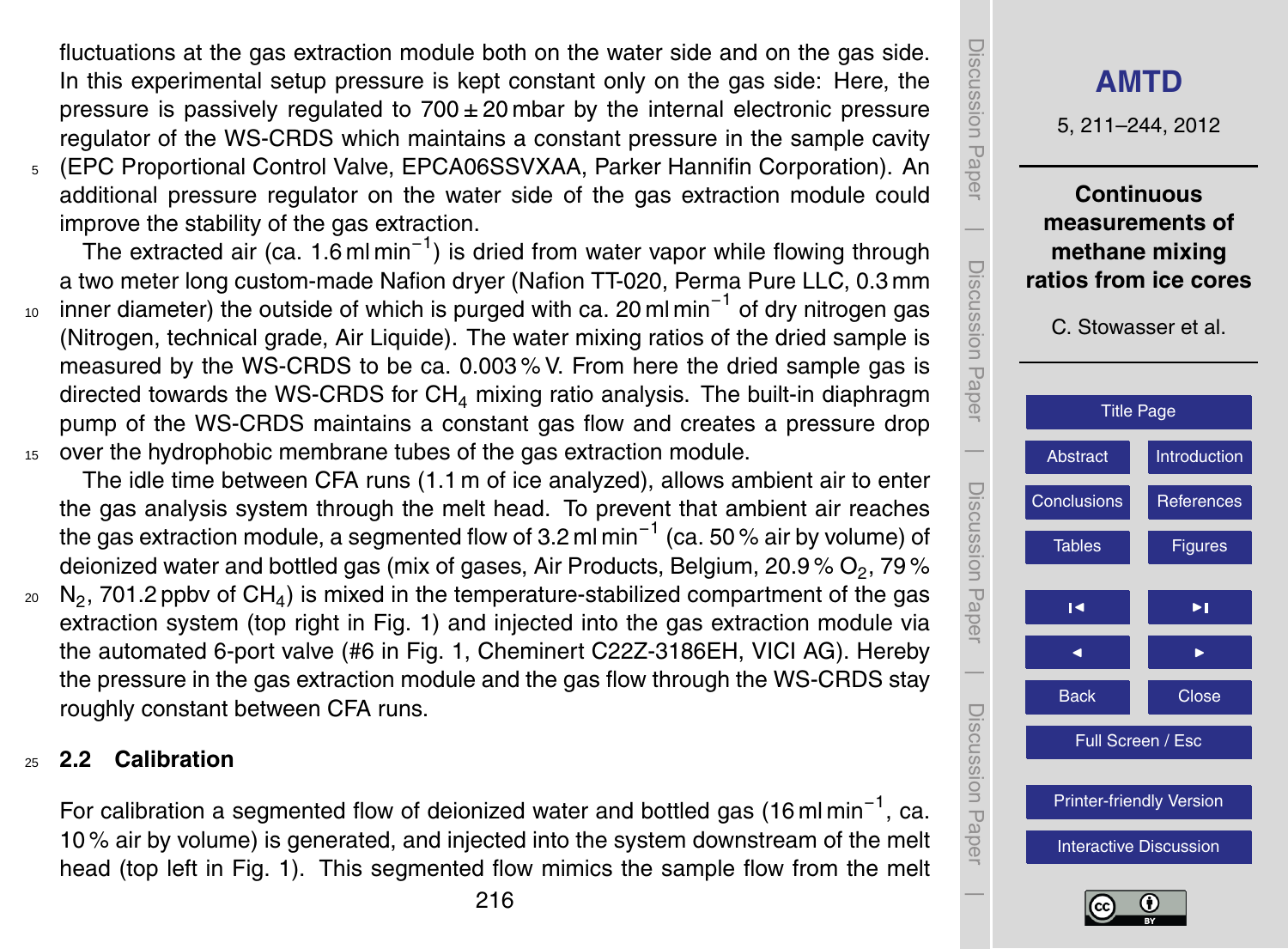fluctuations at the gas extraction module both on the water side and on the gas side. In this experimental setup pressure is kept constant only on the gas side: Here, the pressure is passively regulated to $700 \pm 20$ mbar by the internal electronic pressure regulator of the WS-CRDS which maintains a constant pressure in the sample cavity (EPC Proportional Control Valve, EPCA06SSVXAA, Parker Hannifin Corporation). An additional pressure regulator on the water side of the gas extraction module could improve the stability of the gas extraction.

The extracted air (ca. 1.6 ml $\text{min}^{-1}$) is dried from water vapor while flowing through a two meter long custom-made Nafion dryer (Nafion TT-020, Perma Pure LLC, 0.3 mm inner diameter) the outside of which is purged with ca. 20 ml $\text{min}^{-1}$ of dry nitrogen gas (Nitrogen, technical grade, Air Liquide). The water mixing ratios of the dried sample is measured by the WS-CRDS to be ca. 0.003 % V. From here the dried sample gas is directed towards the WS-CRDS for $CH_4$ mixing ratio analysis. The built-in diaphragm pump of the WS-CRDS maintains a constant gas flow and creates a pressure drop over the hydrophobic membrane tubes of the gas extraction module.

The idle time between CFA runs (1.1 m of ice analyzed), allows ambient air to enter the gas analysis system through the melt head. To prevent that ambient air reaches the gas extraction module, a segmented flow of 3.2 ml $\text{min}^{-1}$ (ca. 50 % air by volume) of deionized water and bottled gas (mix of gases, Air Products, Belgium, 20.9 % $O_2$, 79 % $N_2$, 701.2 ppbv of $CH_4$) is mixed in the temperature-stabilized compartment of the gas extraction system (top right in Fig. 1) and injected into the gas extraction module via the automated 6-port valve (#6 in Fig. 1, Cheminert C22Z-3186EH, VICI AG). Hereby the pressure in the gas extraction module and the gas flow through the WS-CRDS stay roughly constant between CFA runs.

## 2.2 Calibration

For calibration a segmented flow of deionized water and bottled gas (16 ml $\text{min}^{-1}$, ca. 10 % air by volume) is generated, and injected into the system downstream of the melt head (top left in Fig. 1). This segmented flow mimics the sample flow from the melt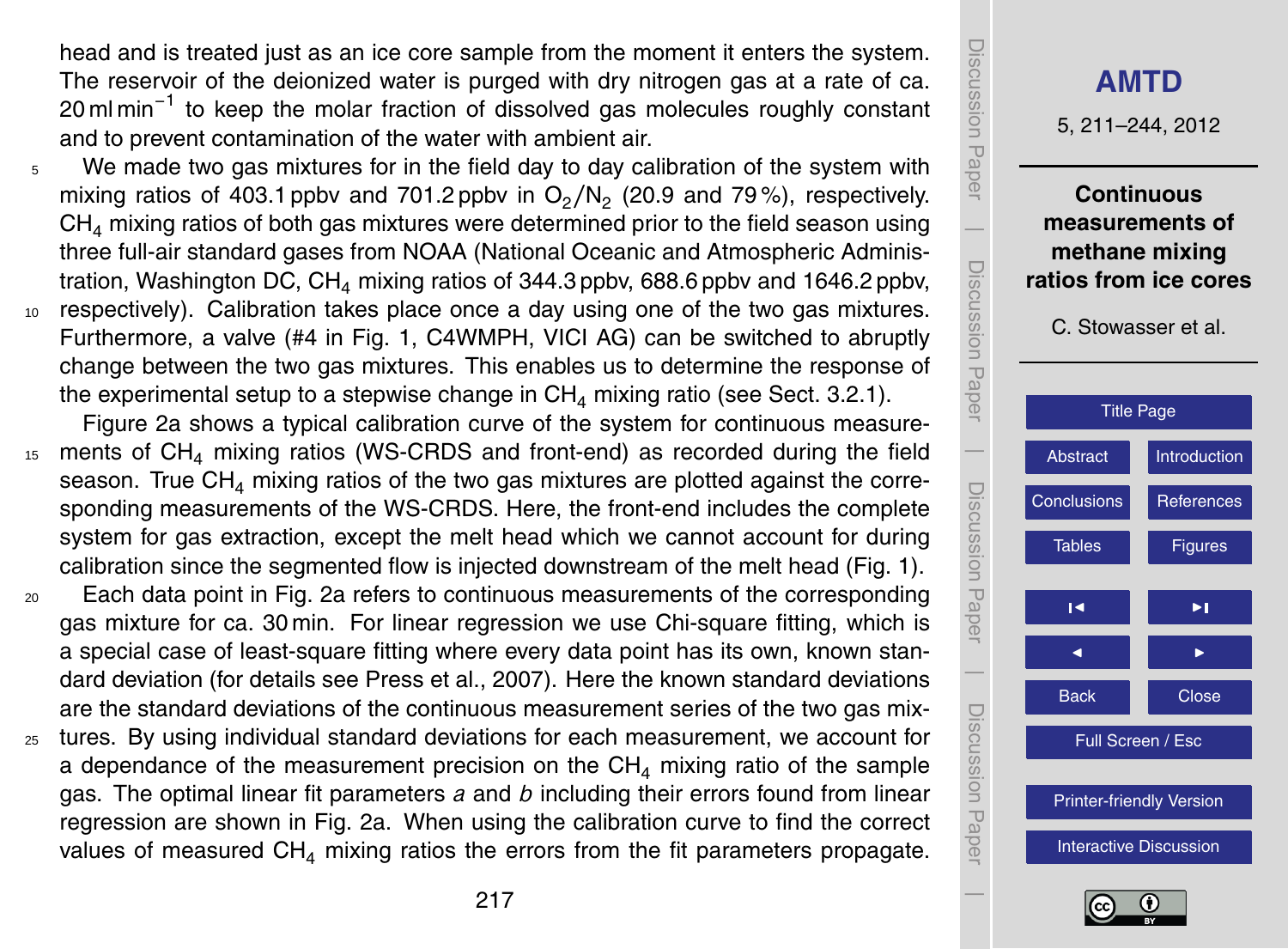head and is treated just as an ice core sample from the moment it enters the system. The reservoir of the deionized water is purged with dry nitrogen gas at a rate of ca. 20 ml $min^{-1}$ to keep the molar fraction of dissolved gas molecules roughly constant and to prevent contamination of the water with ambient air.

We made two gas mixtures for in the field day to day calibration of the system with mixing ratios of 403.1 ppbv and 701.2 ppbv in $O_2/N_2$ (20.9 and 79 %), respectively. $CH_4$ mixing ratios of both gas mixtures were determined prior to the field season using three full-air standard gases from NOAA (National Oceanic and Atmospheric Administration, Washington DC, $CH_4$ mixing ratios of 344.3 ppbv, 688.6 ppbv and 1646.2 ppbv, respectively). Calibration takes place once a day using one of the two gas mixtures. Furthermore, a valve (#4 in Fig. 1, C4WMPH, VICI AG) can be switched to abruptly change between the two gas mixtures. This enables us to determine the response of the experimental setup to a stepwise change in $CH_4$ mixing ratio (see Sect. 3.2.1).

Figure 2a shows a typical calibration curve of the system for continuous measurements of $CH_4$ mixing ratios (WS-CRDS and front-end) as recorded during the field season. True $CH_4$ mixing ratios of the two gas mixtures are plotted against the corresponding measurements of the WS-CRDS. Here, the front-end includes the complete system for gas extraction, except the melt head which we cannot account for during calibration since the segmented flow is injected downstream of the melt head (Fig. 1).

Each data point in Fig. 2a refers to continuous measurements of the corresponding gas mixture for ca. 30 min. For linear regression we use Chi-square fitting, which is a special case of least-square fitting where every data point has its own, known standard deviation (for details see Press et al., 2007). Here the known standard deviations are the standard deviations of the continuous measurement series of the two gas mixtures. By using individual standard deviations for each measurement, we account for a dependance of the measurement precision on the $CH_4$ mixing ratio of the sample gas. The optimal linear fit parameters $a$ and $b$ including their errors found from linear regression are shown in Fig. 2a. When using the calibration curve to find the correct values of measured $CH_4$ mixing ratios the errors from the fit parameters propagate.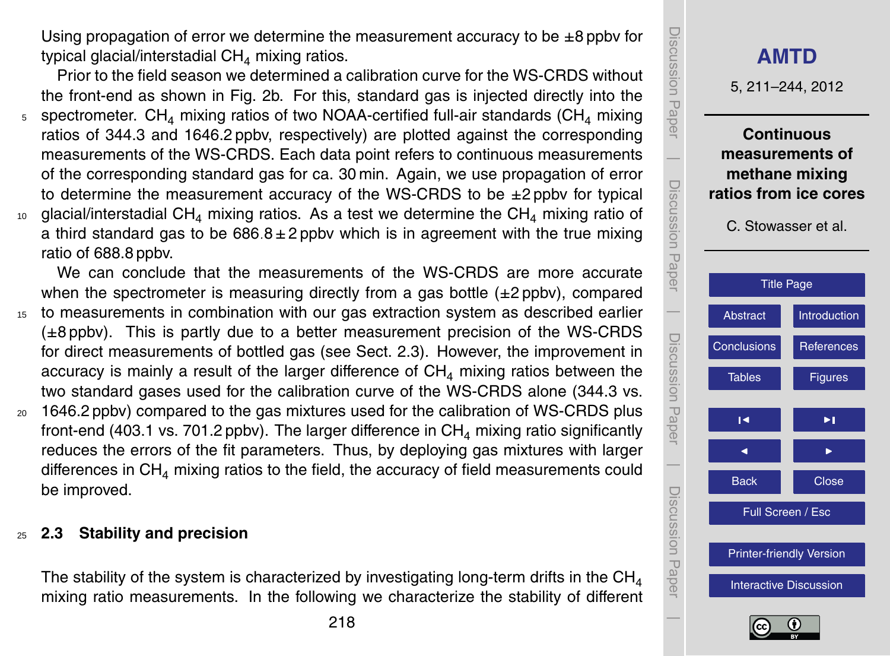Using propagation of error we determine the measurement accuracy to be ±8 ppbv for typical glacial/interstadial $CH_4$ mixing ratios.

Prior to the field season we determined a calibration curve for the WS-CRDS without the front-end as shown in Fig. 2b. For this, standard gas is injected directly into the spectrometer. $CH_4$ mixing ratios of two NOAA-certified full-air standards ($CH_4$ mixing ratios of 344.3 and 1646.2 ppbv, respectively) are plotted against the corresponding measurements of the WS-CRDS. Each data point refers to continuous measurements of the corresponding standard gas for ca. 30 min. Again, we use propagation of error to determine the measurement accuracy of the WS-CRDS to be ±2 ppbv for typical glacial/interstadial $CH_4$ mixing ratios. As a test we determine the $CH_4$ mixing ratio of a third standard gas to be $686.8 \pm 2$ ppbv which is in agreement with the true mixing ratio of 688.8 ppbv.

We can conclude that the measurements of the WS-CRDS are more accurate when the spectrometer is measuring directly from a gas bottle (±2 ppbv), compared to measurements in combination with our gas extraction system as described earlier (±8 ppbv). This is partly due to a better measurement precision of the WS-CRDS for direct measurements of bottled gas (see Sect. 2.3). However, the improvement in accuracy is mainly a result of the larger difference of $CH_4$ mixing ratios between the two standard gases used for the calibration curve of the WS-CRDS alone (344.3 vs. 1646.2 ppbv) compared to the gas mixtures used for the calibration of WS-CRDS plus front-end (403.1 vs. 701.2 ppbv). The larger difference in $CH_4$ mixing ratio significantly reduces the errors of the fit parameters. Thus, by deploying gas mixtures with larger differences in $CH_4$ mixing ratios to the field, the accuracy of field measurements could be improved.

## 2.3 Stability and precision

The stability of the system is characterized by investigating long-term drifts in the $CH_4$ mixing ratio measurements. In the following we characterize the stability of different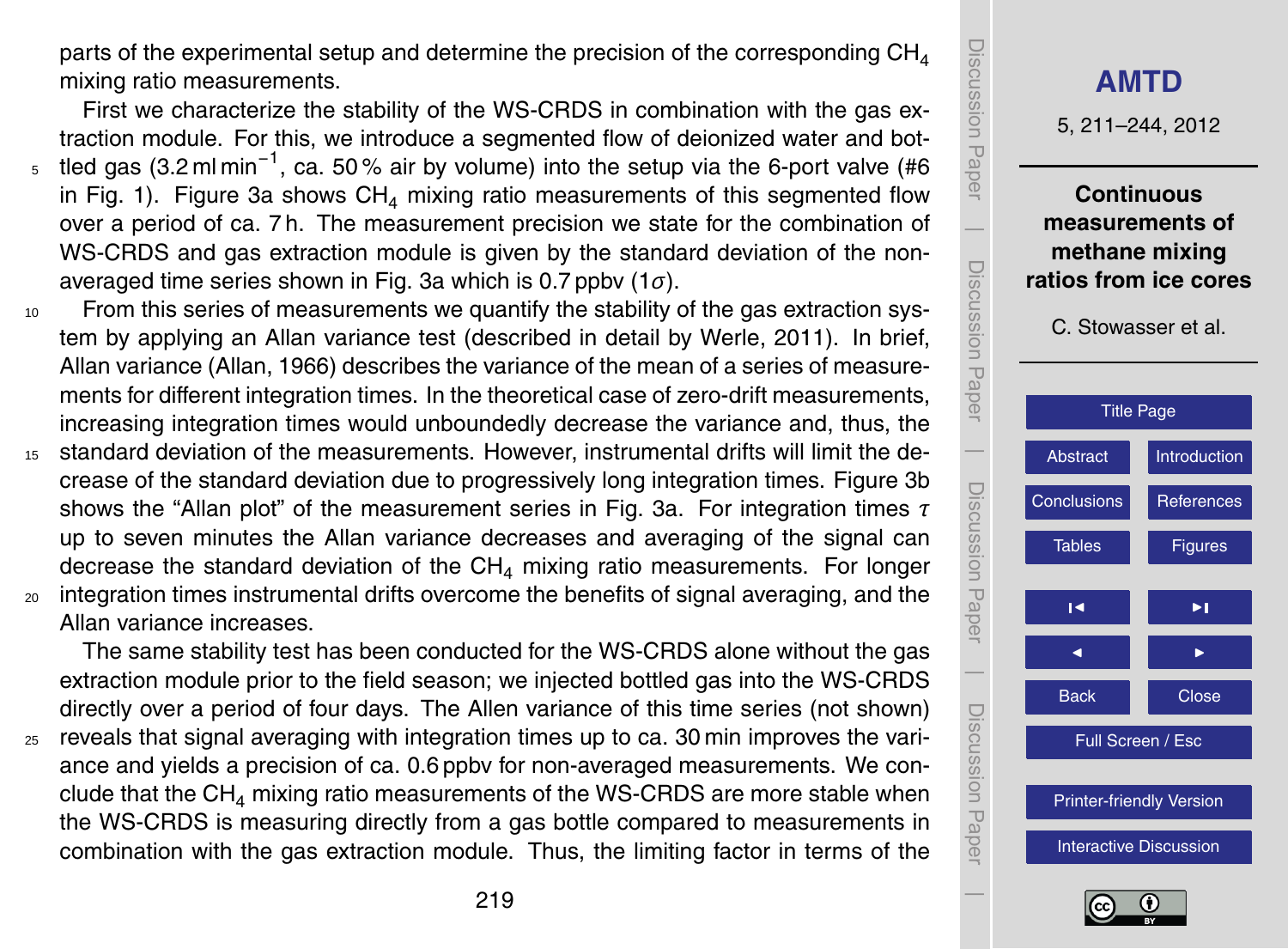parts of the experimental setup and determine the precision of the corresponding $CH_4$ mixing ratio measurements.

First we characterize the stability of the WS-CRDS in combination with the gas extraction module. For this, we introduce a segmented flow of deionized water and bottled gas (3.2 ml min$^{-1}$, ca. 50 % air by volume) into the setup via the 6-port valve (#6 in Fig. 1). Figure 3a shows $CH_4$ mixing ratio measurements of this segmented flow over a period of ca. 7 h. The measurement precision we state for the combination of WS-CRDS and gas extraction module is given by the standard deviation of the non-averaged time series shown in Fig. 3a which is 0.7 ppbv ($1\sigma$).

From this series of measurements we quantify the stability of the gas extraction system by applying an Allan variance test (described in detail by Werle, 2011). In brief, Allan variance (Allan, 1966) describes the variance of the mean of a series of measurements for different integration times. In the theoretical case of zero-drift measurements, increasing integration times would unboundedly decrease the variance and, thus, the standard deviation of the measurements. However, instrumental drifts will limit the decrease of the standard deviation due to progressively long integration times. Figure 3b shows the "Allan plot" of the measurement series in Fig. 3a. For integration times $\tau$ up to seven minutes the Allan variance decreases and averaging of the signal can decrease the standard deviation of the $CH_4$ mixing ratio measurements. For longer integration times instrumental drifts overcome the benefits of signal averaging, and the Allan variance increases.

The same stability test has been conducted for the WS-CRDS alone without the gas extraction module prior to the field season; we injected bottled gas into the WS-CRDS directly over a period of four days. The Allen variance of this time series (not shown) reveals that signal averaging with integration times up to ca. 30 min improves the variance and yields a precision of ca. 0.6 ppbv for non-averaged measurements. We conclude that the $CH_4$ mixing ratio measurements of the WS-CRDS are more stable when the WS-CRDS is measuring directly from a gas bottle compared to measurements in combination with the gas extraction module. Thus, the limiting factor in terms of the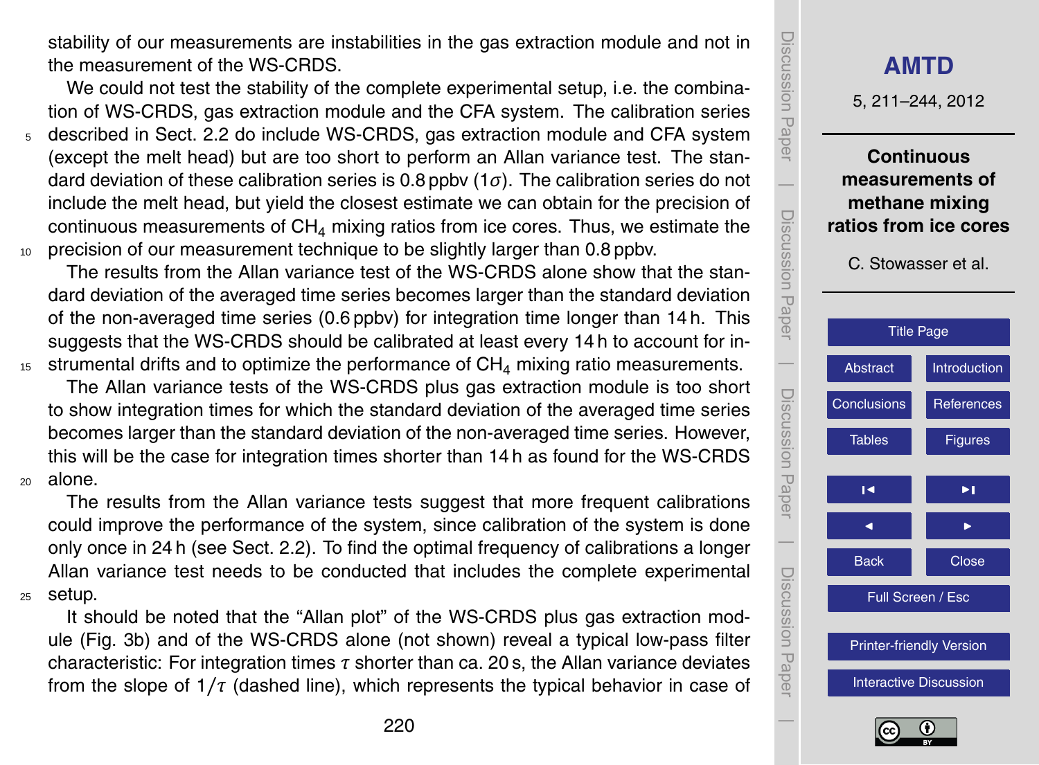stability of our measurements are instabilities in the gas extraction module and not in the measurement of the WS-CRDS.

We could not test the stability of the complete experimental setup, i.e. the combination of WS-CRDS, gas extraction module and the CFA system. The calibration series described in Sect. 2.2 do include WS-CRDS, gas extraction module and CFA system (except the melt head) but are too short to perform an Allan variance test. The standard deviation of these calibration series is 0.8 ppbv ($1\sigma$). The calibration series do not include the melt head, but yield the closest estimate we can obtain for the precision of continuous measurements of $CH_4$ mixing ratios from ice cores. Thus, we estimate the precision of our measurement technique to be slightly larger than 0.8 ppbv.

The results from the Allan variance test of the WS-CRDS alone show that the standard deviation of the averaged time series becomes larger than the standard deviation of the non-averaged time series (0.6 ppbv) for integration time longer than 14 h. This suggests that the WS-CRDS should be calibrated at least every 14 h to account for instrumental drifts and to optimize the performance of $CH_4$ mixing ratio measurements.

The Allan variance tests of the WS-CRDS plus gas extraction module is too short to show integration times for which the standard deviation of the averaged time series becomes larger than the standard deviation of the non-averaged time series. However, this will be the case for integration times shorter than 14 h as found for the WS-CRDS alone.

The results from the Allan variance tests suggest that more frequent calibrations could improve the performance of the system, since calibration of the system is done only once in 24 h (see Sect. 2.2). To find the optimal frequency of calibrations a longer Allan variance test needs to be conducted that includes the complete experimental setup.

It should be noted that the "Allan plot" of the WS-CRDS plus gas extraction module (Fig. 3b) and of the WS-CRDS alone (not shown) reveal a typical low-pass filter characteristic: For integration times $\tau$ shorter than ca. 20 s, the Allan variance deviates from the slope of $1/\tau$ (dashed line), which represents the typical behavior in case of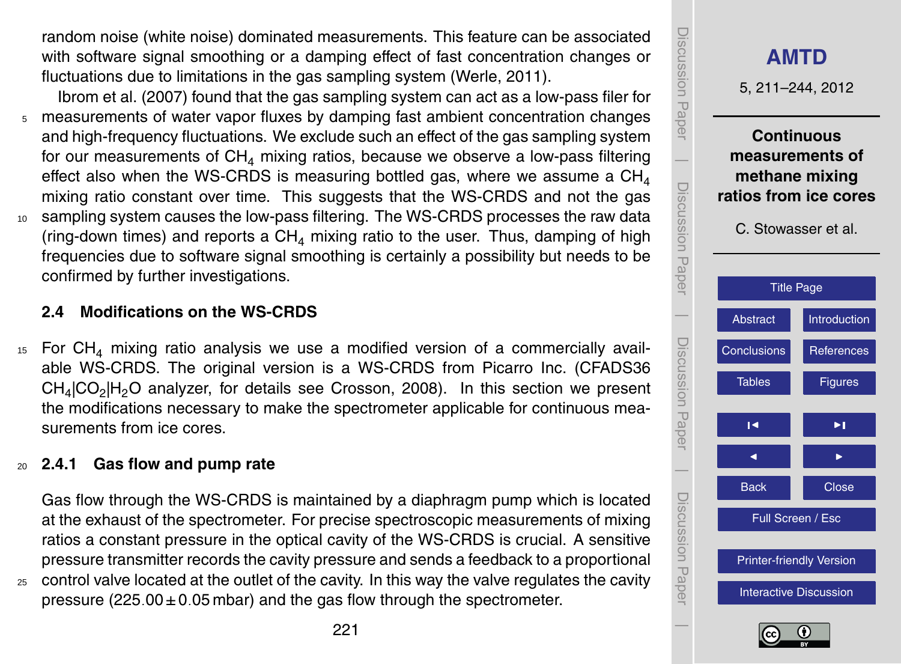random noise (white noise) dominated measurements. This feature can be associated with software signal smoothing or a damping effect of fast concentration changes or fluctuations due to limitations in the gas sampling system (Werle, 2011).

Ibrom et al. (2007) found that the gas sampling system can act as a low-pass filer for measurements of water vapor fluxes by damping fast ambient concentration changes and high-frequency fluctuations. We exclude such an effect of the gas sampling system for our measurements of $CH_4$ mixing ratios, because we observe a low-pass filtering effect also when the WS-CRDS is measuring bottled gas, where we assume a $CH_4$ mixing ratio constant over time. This suggests that the WS-CRDS and not the gas sampling system causes the low-pass filtering. The WS-CRDS processes the raw data (ring-down times) and reports a $CH_4$ mixing ratio to the user. Thus, damping of high frequencies due to software signal smoothing is certainly a possibility but needs to be confirmed by further investigations.

### 2.4 Modifications on the WS-CRDS

For $CH_4$ mixing ratio analysis we use a modified version of a commercially available WS-CRDS. The original version is a WS-CRDS from Picarro Inc. (CFADS36 $CH_4$|$CO_2$|$H_2O$ analyzer, for details see Crosson, 2008). In this section we present the modifications necessary to make the spectrometer applicable for continuous measurements from ice cores.

#### 2.4.1 Gas flow and pump rate

Gas flow through the WS-CRDS is maintained by a diaphragm pump which is located at the exhaust of the spectrometer. For precise spectroscopic measurements of mixing ratios a constant pressure in the optical cavity of the WS-CRDS is crucial. A sensitive pressure transmitter records the cavity pressure and sends a feedback to a proportional control valve located at the outlet of the cavity. In this way the valve regulates the cavity pressure ($225.00 \pm 0.05$ mbar) and the gas flow through the spectrometer.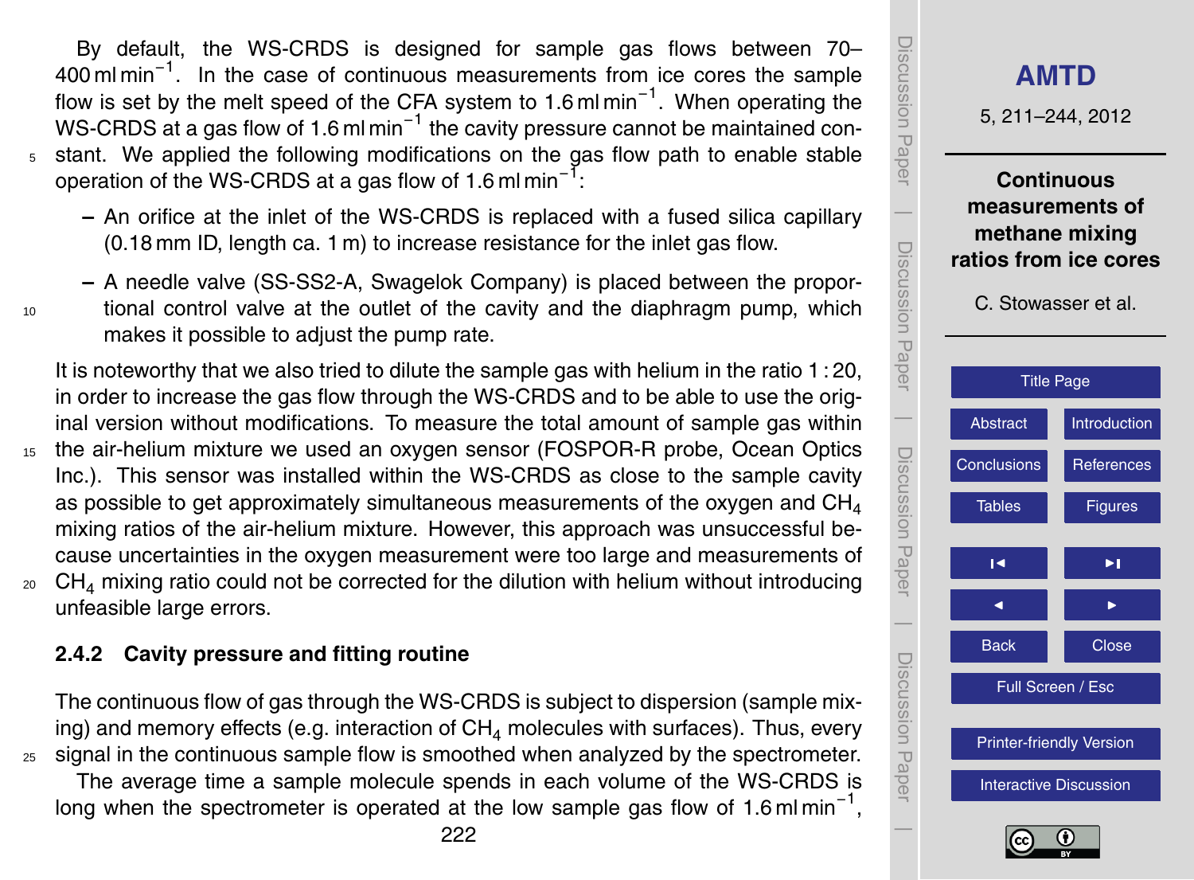By default, the WS-CRDS is designed for sample gas flows between 70–400 ml min$^{-1}$. In the case of continuous measurements from ice cores the sample flow is set by the melt speed of the CFA system to 1.6 ml min$^{-1}$. When operating the WS-CRDS at a gas flow of 1.6 ml min$^{-1}$ the cavity pressure cannot be maintained constant. We applied the following modifications on the gas flow path to enable stable operation of the WS-CRDS at a gas flow of 1.6 ml min$^{-1}$:

- An orifice at the inlet of the WS-CRDS is replaced with a fused silica capillary (0.18 mm ID, length ca. 1 m) to increase resistance for the inlet gas flow.
- A needle valve (SS-SS2-A, Swagelok Company) is placed between the proportional control valve at the outlet of the cavity and the diaphragm pump, which makes it possible to adjust the pump rate.

It is noteworthy that we also tried to dilute the sample gas with helium in the ratio 1 : 20, in order to increase the gas flow through the WS-CRDS and to be able to use the original version without modifications. To measure the total amount of sample gas within the air-helium mixture we used an oxygen sensor (FOSPOR-R probe, Ocean Optics Inc.). This sensor was installed within the WS-CRDS as close to the sample cavity as possible to get approximately simultaneous measurements of the oxygen and $CH_4$ mixing ratios of the air-helium mixture. However, this approach was unsuccessful because uncertainties in the oxygen measurement were too large and measurements of $CH_4$ mixing ratio could not be corrected for the dilution with helium without introducing unfeasible large errors.

### 2.4.2 Cavity pressure and fitting routine

The continuous flow of gas through the WS-CRDS is subject to dispersion (sample mixing) and memory effects (e.g. interaction of $CH_4$ molecules with surfaces). Thus, every signal in the continuous sample flow is smoothed when analyzed by the spectrometer.

The average time a sample molecule spends in each volume of the WS-CRDS is long when the spectrometer is operated at the low sample gas flow of 1.6 ml min$^{-1}$,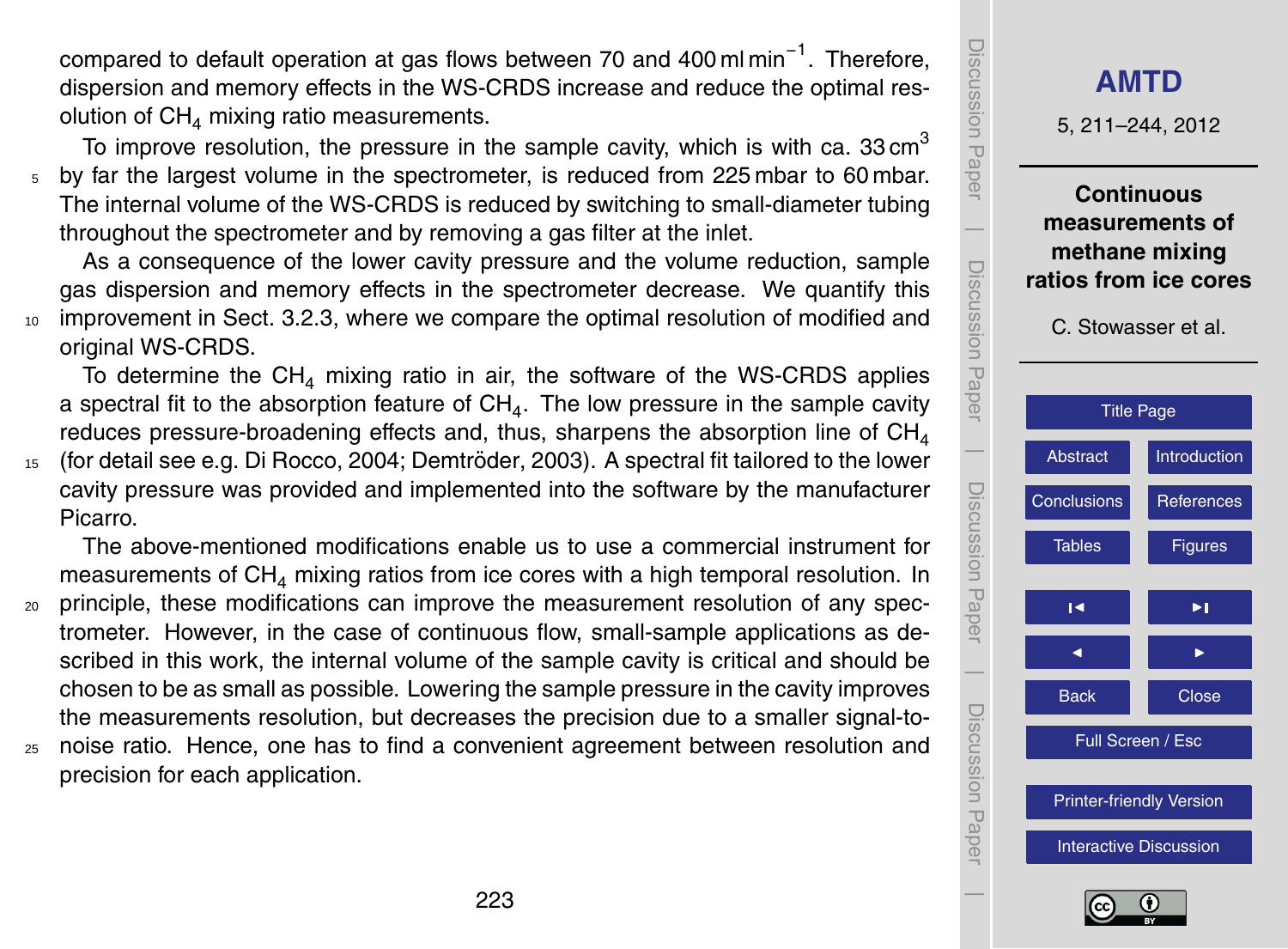compared to default operation at gas flows between 70 and 400 ml $min^{-1}$. Therefore, dispersion and memory effects in the WS-CRDS increase and reduce the optimal resolution of $CH_4$ mixing ratio measurements.

To improve resolution, the pressure in the sample cavity, which is with ca. 33 $cm^3$ by far the largest volume in the spectrometer, is reduced from 225 mbar to 60 mbar. The internal volume of the WS-CRDS is reduced by switching to small-diameter tubing throughout the spectrometer and by removing a gas filter at the inlet.

As a consequence of the lower cavity pressure and the volume reduction, sample gas dispersion and memory effects in the spectrometer decrease. We quantify this improvement in Sect. 3.2.3, where we compare the optimal resolution of modified and original WS-CRDS.

To determine the $CH_4$ mixing ratio in air, the software of the WS-CRDS applies a spectral fit to the absorption feature of $CH_4$. The low pressure in the sample cavity reduces pressure-broadening effects and, thus, sharpens the absorption line of $CH_4$ (for detail see e.g. Di Rocco, 2004; Demtröder, 2003). A spectral fit tailored to the lower cavity pressure was provided and implemented into the software by the manufacturer Picarro.

The above-mentioned modifications enable us to use a commercial instrument for measurements of $CH_4$ mixing ratios from ice cores with a high temporal resolution. In principle, these modifications can improve the measurement resolution of any spectrometer. However, in the case of continuous flow, small-sample applications as described in this work, the internal volume of the sample cavity is critical and should be chosen to be as small as possible. Lowering the sample pressure in the cavity improves the measurements resolution, but decreases the precision due to a smaller signal-to-noise ratio. Hence, one has to find a convenient agreement between resolution and precision for each application.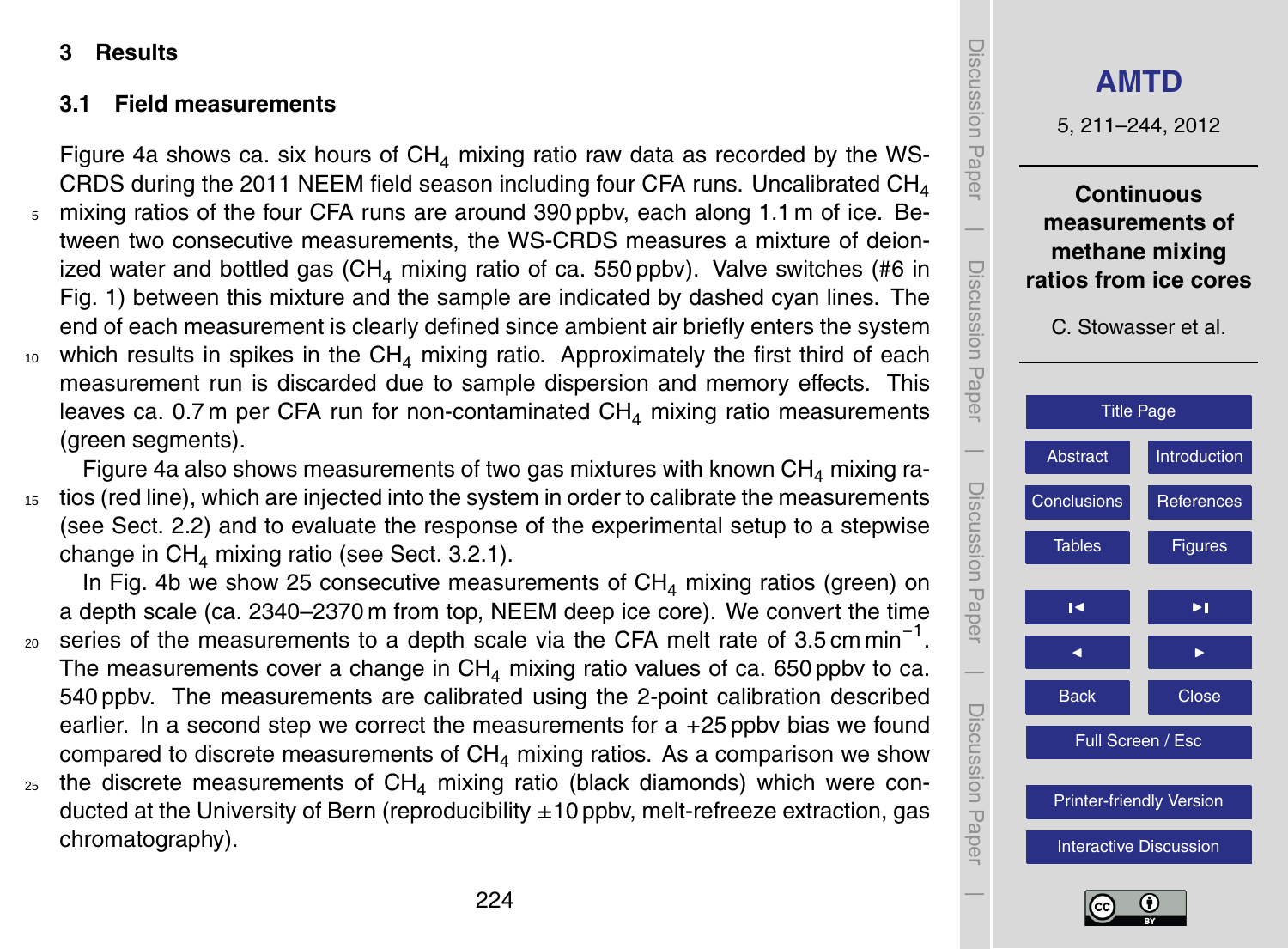## 3 Results

### 3.1 Field measurements

Figure 4a shows ca. six hours of $CH_4$ mixing ratio raw data as recorded by the WS-CRDS during the 2011 NEEM field season including four CFA runs. Uncalibrated $CH_4$ mixing ratios of the four CFA runs are around 390 ppbv, each along 1.1 m of ice. Between two consecutive measurements, the WS-CRDS measures a mixture of deionized water and bottled gas ($CH_4$ mixing ratio of ca. 550 ppbv). Valve switches (#6 in Fig. 1) between this mixture and the sample are indicated by dashed cyan lines. The end of each measurement is clearly defined since ambient air briefly enters the system which results in spikes in the $CH_4$ mixing ratio. Approximately the first third of each measurement run is discarded due to sample dispersion and memory effects. This leaves ca. 0.7 m per CFA run for non-contaminated $CH_4$ mixing ratio measurements (green segments).

Figure 4a also shows measurements of two gas mixtures with known $CH_4$ mixing ratios (red line), which are injected into the system in order to calibrate the measurements (see Sect. 2.2) and to evaluate the response of the experimental setup to a stepwise change in $CH_4$ mixing ratio (see Sect. 3.2.1).

In Fig. 4b we show 25 consecutive measurements of $CH_4$ mixing ratios (green) on a depth scale (ca. 2340–2370 m from top, NEEM deep ice core). We convert the time series of the measurements to a depth scale via the CFA melt rate of 3.5 cm $\text{min}^{-1}$. The measurements cover a change in $CH_4$ mixing ratio values of ca. 650 ppbv to ca. 540 ppbv. The measurements are calibrated using the 2-point calibration described earlier. In a second step we correct the measurements for a +25 ppbv bias we found compared to discrete measurements of $CH_4$ mixing ratios. As a comparison we show the discrete measurements of $CH_4$ mixing ratio (black diamonds) which were conducted at the University of Bern (reproducibility ±10 ppbv, melt-refreeze extraction, gas chromatography).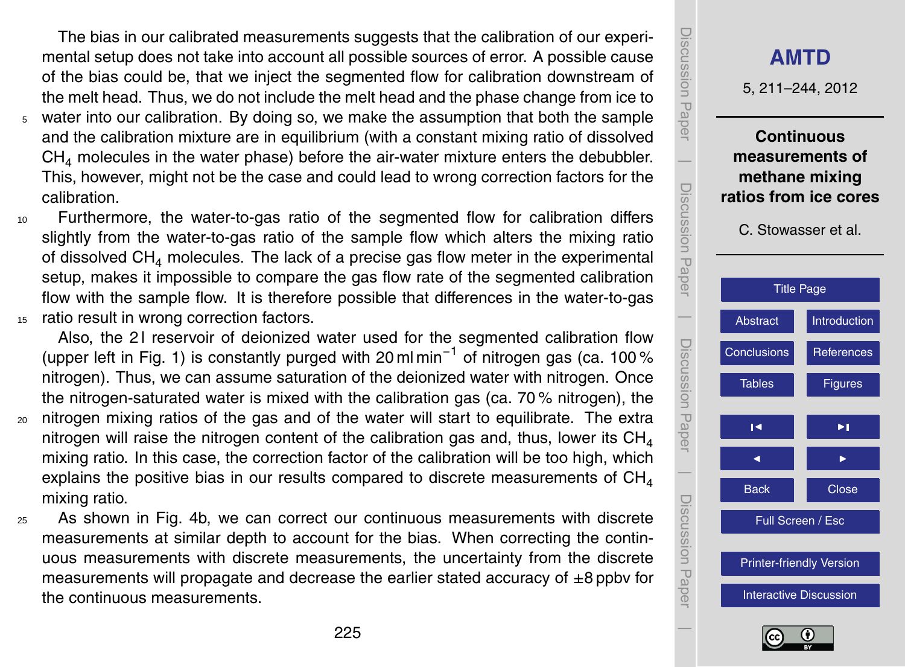The bias in our calibrated measurements suggests that the calibration of our experimental setup does not take into account all possible sources of error. A possible cause of the bias could be, that we inject the segmented flow for calibration downstream of the melt head. Thus, we do not include the melt head and the phase change from ice to water into our calibration. By doing so, we make the assumption that both the sample and the calibration mixture are in equilibrium (with a constant mixing ratio of dissolved $CH_4$ molecules in the water phase) before the air-water mixture enters the debubbler. This, however, might not be the case and could lead to wrong correction factors for the calibration.

Furthermore, the water-to-gas ratio of the segmented flow for calibration differs slightly from the water-to-gas ratio of the sample flow which alters the mixing ratio of dissolved $CH_4$ molecules. The lack of a precise gas flow meter in the experimental setup, makes it impossible to compare the gas flow rate of the segmented calibration flow with the sample flow. It is therefore possible that differences in the water-to-gas ratio result in wrong correction factors.

Also, the 2 l reservoir of deionized water used for the segmented calibration flow (upper left in Fig. 1) is constantly purged with 20 ml min$^{-1}$ of nitrogen gas (ca. 100 % nitrogen). Thus, we can assume saturation of the deionized water with nitrogen. Once the nitrogen-saturated water is mixed with the calibration gas (ca. 70 % nitrogen), the nitrogen mixing ratios of the gas and of the water will start to equilibrate. The extra nitrogen will raise the nitrogen content of the calibration gas and, thus, lower its $CH_4$ mixing ratio. In this case, the correction factor of the calibration will be too high, which explains the positive bias in our results compared to discrete measurements of $CH_4$ mixing ratio.

As shown in Fig. 4b, we can correct our continuous measurements with discrete measurements at similar depth to account for the bias. When correcting the continuous measurements with discrete measurements, the uncertainty from the discrete measurements will propagate and decrease the earlier stated accuracy of ±8 ppbv for the continuous measurements.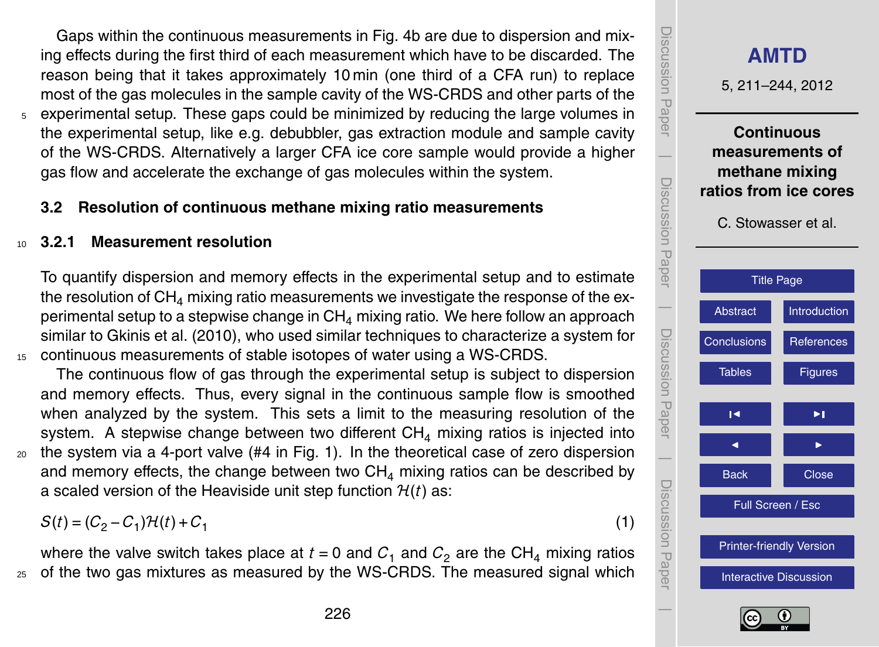Gaps within the continuous measurements in Fig. 4b are due to dispersion and mixing effects during the first third of each measurement which have to be discarded. The reason being that it takes approximately 10 min (one third of a CFA run) to replace most of the gas molecules in the sample cavity of the WS-CRDS and other parts of the experimental setup. These gaps could be minimized by reducing the large volumes in the experimental setup, like e.g. debubbler, gas extraction module and sample cavity of the WS-CRDS. Alternatively a larger CFA ice core sample would provide a higher gas flow and accelerate the exchange of gas molecules within the system.

## 3.2 Resolution of continuous methane mixing ratio measurements

### 3.2.1 Measurement resolution

To quantify dispersion and memory effects in the experimental setup and to estimate the resolution of $CH_4$ mixing ratio measurements we investigate the response of the experimental setup to a stepwise change in $CH_4$ mixing ratio. We here follow an approach similar to Gkinis et al. (2010), who used similar techniques to characterize a system for continuous measurements of stable isotopes of water using a WS-CRDS.

The continuous flow of gas through the experimental setup is subject to dispersion and memory effects. Thus, every signal in the continuous sample flow is smoothed when analyzed by the system. This sets a limit to the measuring resolution of the system. A stepwise change between two different $CH_4$ mixing ratios is injected into the system via a 4-port valve (#4 in Fig. 1). In the theoretical case of zero dispersion and memory effects, the change between two $CH_4$ mixing ratios can be described by a scaled version of the Heaviside unit step function $\mathcal{H}(t)$ as:

$$S(t) = (C_2 - C_1)\mathcal{H}(t) + C_1 \tag{1}$$

where the valve switch takes place at $t = 0$ and $C_1$ and $C_2$ are the $CH_4$ mixing ratios of the two gas mixtures as measured by the WS-CRDS. The measured signal which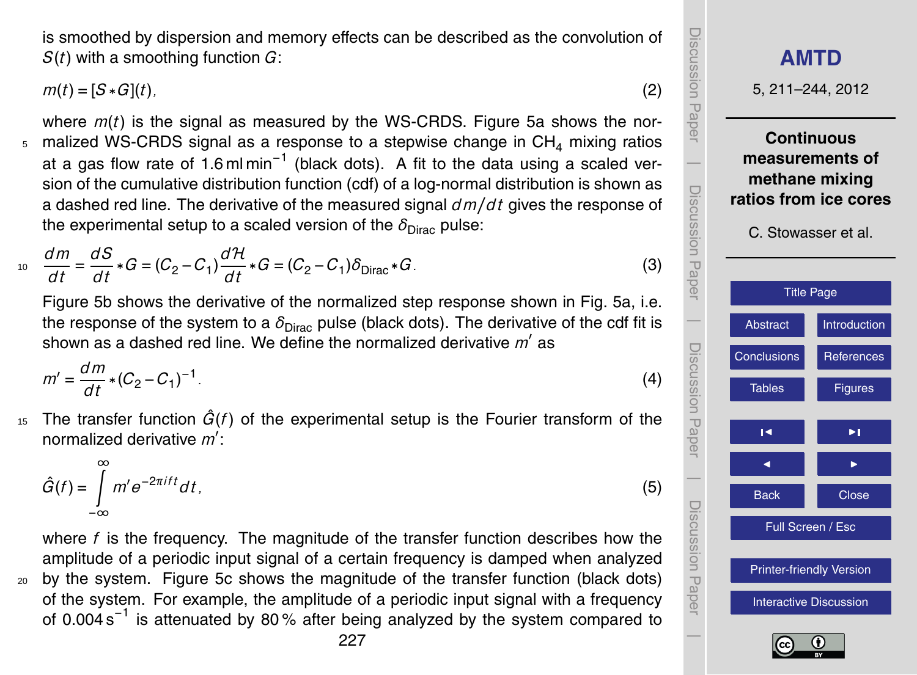is smoothed by dispersion and memory effects can be described as the convolution of $S(t)$ with a smoothing function $G$:

$$m(t) = [S * G](t), \tag{2}$$

where $m(t)$ is the signal as measured by the WS-CRDS. Figure 5a shows the normalized WS-CRDS signal as a response to a stepwise change in $CH_4$ mixing ratios at a gas flow rate of $1.6\,\text{ml}\,\text{min}^{-1}$ (black dots). A fit to the data using a scaled version of the cumulative distribution function (cdf) of a log-normal distribution is shown as a dashed red line. The derivative of the measured signal $dm/dt$ gives the response of the experimental setup to a scaled version of the $\delta_{\text{Dirac}}$ pulse:

$$\frac{dm}{dt} = \frac{dS}{dt} * G = (C_2 - C_1)\frac{d\mathcal{H}}{dt} * G = (C_2 - C_1)\delta_{\text{Dirac}} * G. \tag{3}$$

Figure 5b shows the derivative of the normalized step response shown in Fig. 5a, i.e. the response of the system to a $\delta_{\text{Dirac}}$ pulse (black dots). The derivative of the cdf fit is shown as a dashed red line. We define the normalized derivative $m'$ as

$$m' = \frac{dm}{dt} * (C_2 - C_1)^{-1}. \tag{4}$$

The transfer function $\hat{G}(f)$ of the experimental setup is the Fourier transform of the normalized derivative $m'$:

$$\hat{G}(f) = \int_{-\infty}^{\infty} m' e^{-2\pi i f t} dt, \tag{5}$$

where $f$ is the frequency. The magnitude of the transfer function describes how the amplitude of a periodic input signal of a certain frequency is damped when analyzed by the system. Figure 5c shows the magnitude of the transfer function (black dots) of the system. For example, the amplitude of a periodic input signal with a frequency of $0.004\,\text{s}^{-1}$ is attenuated by 80 % after being analyzed by the system compared to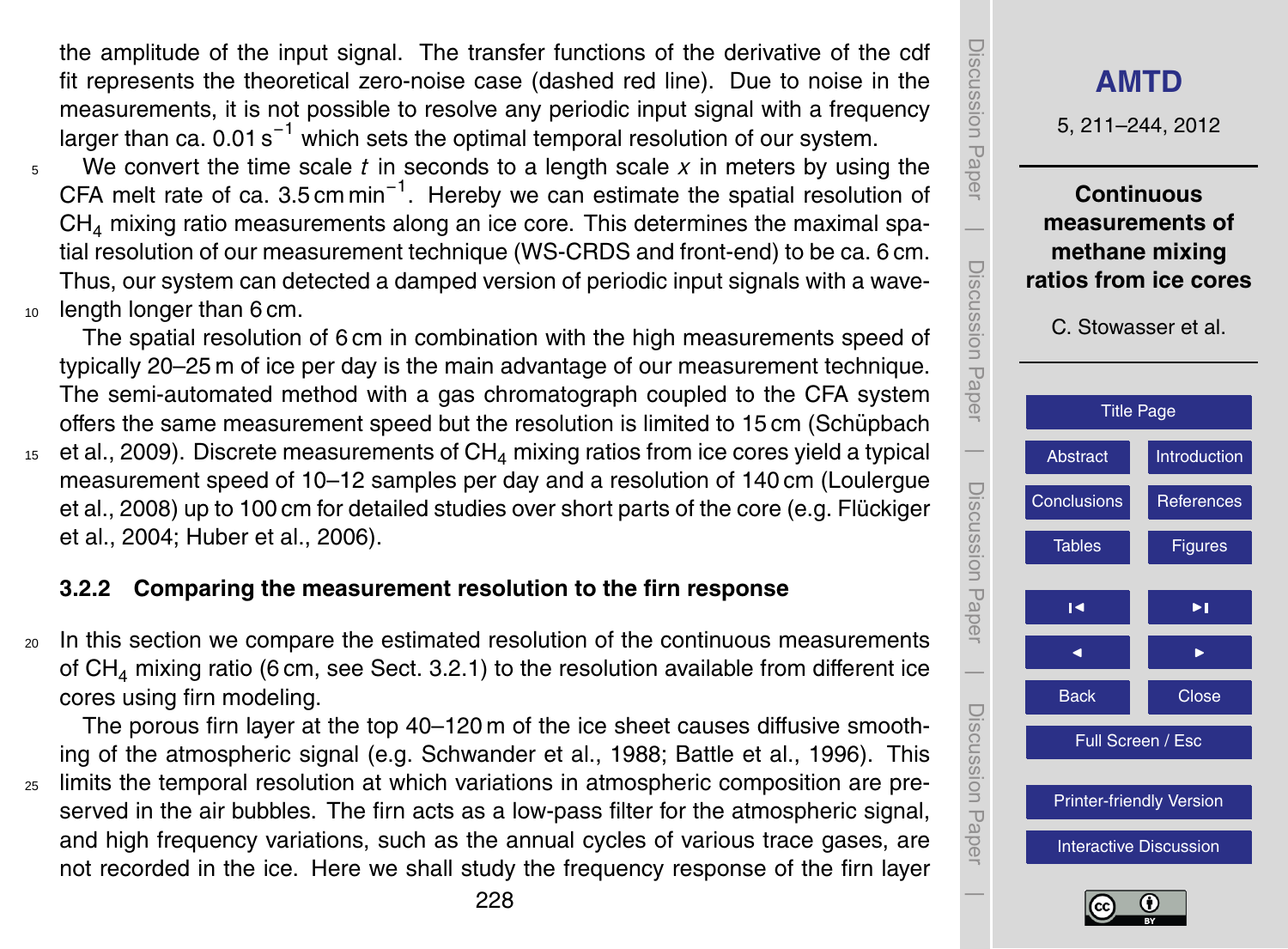the amplitude of the input signal. The transfer functions of the derivative of the cdf fit represents the theoretical zero-noise case (dashed red line). Due to noise in the measurements, it is not possible to resolve any periodic input signal with a frequency larger than ca. 0.01 $s^{-1}$ which sets the optimal temporal resolution of our system.

We convert the time scale $t$ in seconds to a length scale $x$ in meters by using the CFA melt rate of ca. 3.5 cm $min^{-1}$. Hereby we can estimate the spatial resolution of $CH_4$ mixing ratio measurements along an ice core. This determines the maximal spatial resolution of our measurement technique (WS-CRDS and front-end) to be ca. 6 cm. Thus, our system can detected a damped version of periodic input signals with a wavelength longer than 6 cm.

The spatial resolution of 6 cm in combination with the high measurements speed of typically 20–25 m of ice per day is the main advantage of our measurement technique. The semi-automated method with a gas chromatograph coupled to the CFA system offers the same measurement speed but the resolution is limited to 15 cm (Schüpbach et al., 2009). Discrete measurements of $CH_4$ mixing ratios from ice cores yield a typical measurement speed of 10–12 samples per day and a resolution of 140 cm (Loulergue et al., 2008) up to 100 cm for detailed studies over short parts of the core (e.g. Flückiger et al., 2004; Huber et al., 2006).

### 3.2.2 Comparing the measurement resolution to the firn response

In this section we compare the estimated resolution of the continuous measurements of $CH_4$ mixing ratio (6 cm, see Sect. 3.2.1) to the resolution available from different ice cores using firn modeling.

The porous firn layer at the top 40–120 m of the ice sheet causes diffusive smoothing of the atmospheric signal (e.g. Schwander et al., 1988; Battle et al., 1996). This limits the temporal resolution at which variations in atmospheric composition are preserved in the air bubbles. The firn acts as a low-pass filter for the atmospheric signal, and high frequency variations, such as the annual cycles of various trace gases, are not recorded in the ice. Here we shall study the frequency response of the firn layer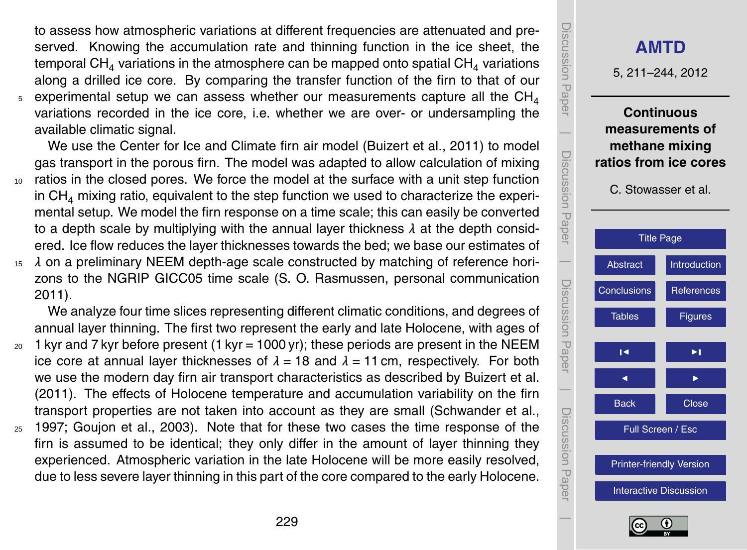to assess how atmospheric variations at different frequencies are attenuated and preserved. Knowing the accumulation rate and thinning function in the ice sheet, the temporal $CH_4$ variations in the atmosphere can be mapped onto spatial $CH_4$ variations along a drilled ice core. By comparing the transfer function of the firn to that of our experimental setup we can assess whether our measurements capture all the $CH_4$ variations recorded in the ice core, i.e. whether we are over- or undersampling the available climatic signal.

We use the Center for Ice and Climate firn air model (Buizert et al., 2011) to model gas transport in the porous firn. The model was adapted to allow calculation of mixing ratios in the closed pores. We force the model at the surface with a unit step function in $CH_4$ mixing ratio, equivalent to the step function we used to characterize the experimental setup. We model the firn response on a time scale; this can easily be converted to a depth scale by multiplying with the annual layer thickness $\lambda$ at the depth considered. Ice flow reduces the layer thicknesses towards the bed; we base our estimates of $\lambda$ on a preliminary NEEM depth-age scale constructed by matching of reference horizons to the NGRIP GICC05 time scale (S. O. Rasmussen, personal communication 2011).

We analyze four time slices representing different climatic conditions, and degrees of annual layer thinning. The first two represent the early and late Holocene, with ages of 1 kyr and 7 kyr before present (1 kyr = 1000 yr); these periods are present in the NEEM ice core at annual layer thicknesses of $\lambda = 18$ and $\lambda = 11$ cm, respectively. For both we use the modern day firn air transport characteristics as described by Buizert et al. (2011). The effects of Holocene temperature and accumulation variability on the firn transport properties are not taken into account as they are small (Schwander et al., 1997; Goujon et al., 2003). Note that for these two cases the time response of the firn is assumed to be identical; they only differ in the amount of layer thinning they experienced. Atmospheric variation in the late Holocene will be more easily resolved, due to less severe layer thinning in this part of the core compared to the early Holocene.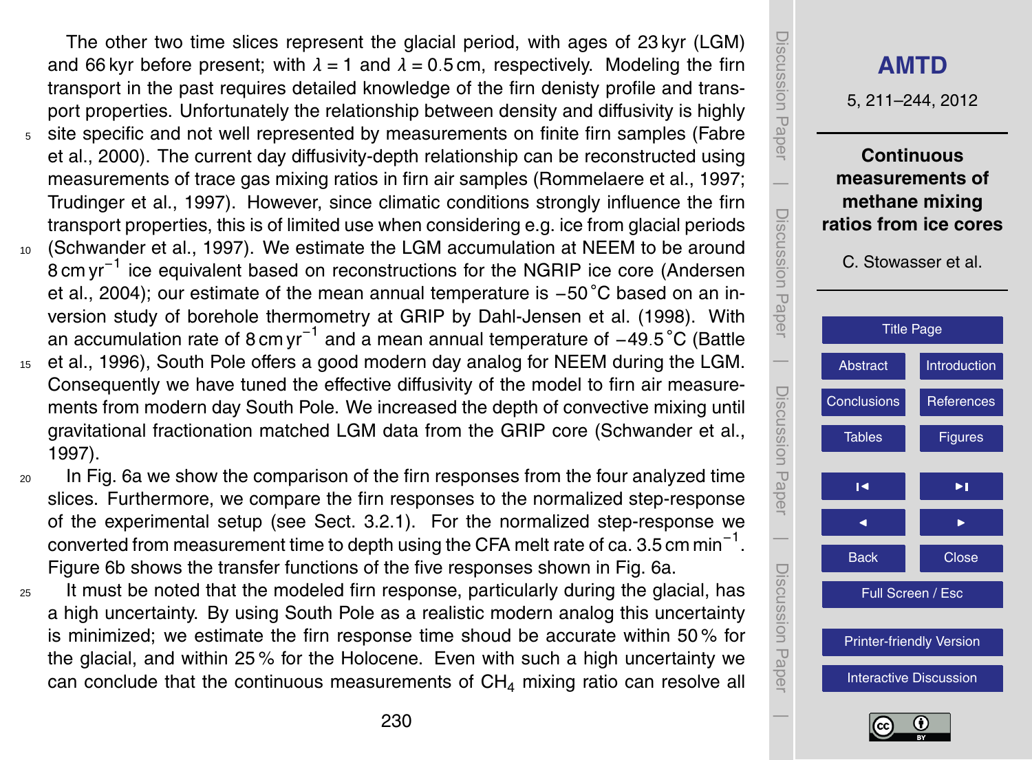The other two time slices represent the glacial period, with ages of 23 kyr (LGM) and 66 kyr before present; with $\lambda = 1$ and $\lambda = 0.5$ cm, respectively. Modeling the firn transport in the past requires detailed knowledge of the firn denisty profile and transport properties. Unfortunately the relationship between density and diffusivity is highly site specific and not well represented by measurements on finite firn samples (Fabre et al., 2000). The current day diffusivity-depth relationship can be reconstructed using measurements of trace gas mixing ratios in firn air samples (Rommelaere et al., 1997; Trudinger et al., 1997). However, since climatic conditions strongly influence the firn transport properties, this is of limited use when considering e.g. ice from glacial periods (Schwander et al., 1997). We estimate the LGM accumulation at NEEM to be around 8 cm $yr^{-1}$ ice equivalent based on reconstructions for the NGRIP ice core (Andersen et al., 2004); our estimate of the mean annual temperature is −50 °C based on an inversion study of borehole thermometry at GRIP by Dahl-Jensen et al. (1998). With an accumulation rate of 8 cm $yr^{-1}$ and a mean annual temperature of −49.5 °C (Battle et al., 1996), South Pole offers a good modern day analog for NEEM during the LGM. Consequently we have tuned the effective diffusivity of the model to firn air measurements from modern day South Pole. We increased the depth of convective mixing until gravitational fractionation matched LGM data from the GRIP core (Schwander et al., 1997).

In Fig. 6a we show the comparison of the firn responses from the four analyzed time slices. Furthermore, we compare the firn responses to the normalized step-response of the experimental setup (see Sect. 3.2.1). For the normalized step-response we converted from measurement time to depth using the CFA melt rate of ca. 3.5 cm $min^{-1}$. Figure 6b shows the transfer functions of the five responses shown in Fig. 6a.

It must be noted that the modeled firn response, particularly during the glacial, has a high uncertainty. By using South Pole as a realistic modern analog this uncertainty is minimized; we estimate the firn response time shoud be accurate within 50 % for the glacial, and within 25 % for the Holocene. Even with such a high uncertainty we can conclude that the continuous measurements of $CH_4$ mixing ratio can resolve all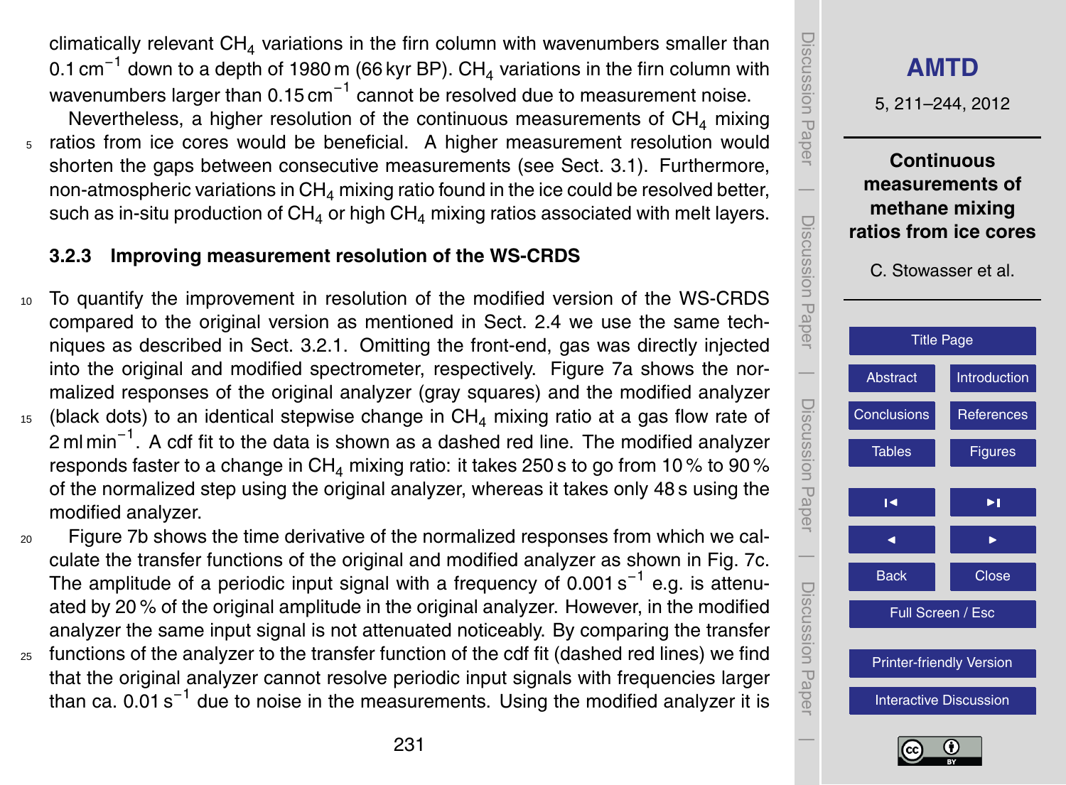climatically relevant $CH_4$ variations in the firn column with wavenumbers smaller than $0.1\,cm^{-1}$ down to a depth of 1980 m (66 kyr BP). $CH_4$ variations in the firn column with wavenumbers larger than $0.15\,cm^{-1}$ cannot be resolved due to measurement noise.

Nevertheless, a higher resolution of the continuous measurements of $CH_4$ mixing ratios from ice cores would be beneficial. A higher measurement resolution would shorten the gaps between consecutive measurements (see Sect. 3.1). Furthermore, non-atmospheric variations in $CH_4$ mixing ratio found in the ice could be resolved better, such as in-situ production of $CH_4$ or high $CH_4$ mixing ratios associated with melt layers.

### 3.2.3 Improving measurement resolution of the WS-CRDS

To quantify the improvement in resolution of the modified version of the WS-CRDS compared to the original version as mentioned in Sect. 2.4 we use the same techniques as described in Sect. 3.2.1. Omitting the front-end, gas was directly injected into the original and modified spectrometer, respectively. Figure 7a shows the normalized responses of the original analyzer (gray squares) and the modified analyzer (black dots) to an identical stepwise change in $CH_4$ mixing ratio at a gas flow rate of $2\,ml\,min^{-1}$. A cdf fit to the data is shown as a dashed red line. The modified analyzer responds faster to a change in $CH_4$ mixing ratio: it takes 250 s to go from 10 % to 90 % of the normalized step using the original analyzer, whereas it takes only 48 s using the modified analyzer.

Figure 7b shows the time derivative of the normalized responses from which we calculate the transfer functions of the original and modified analyzer as shown in Fig. 7c. The amplitude of a periodic input signal with a frequency of $0.001\,s^{-1}$ e.g. is attenuated by 20 % of the original amplitude in the original analyzer. However, in the modified analyzer the same input signal is not attenuated noticeably. By comparing the transfer functions of the analyzer to the transfer function of the cdf fit (dashed red lines) we find that the original analyzer cannot resolve periodic input signals with frequencies larger than ca. $0.01\,s^{-1}$ due to noise in the measurements. Using the modified analyzer it is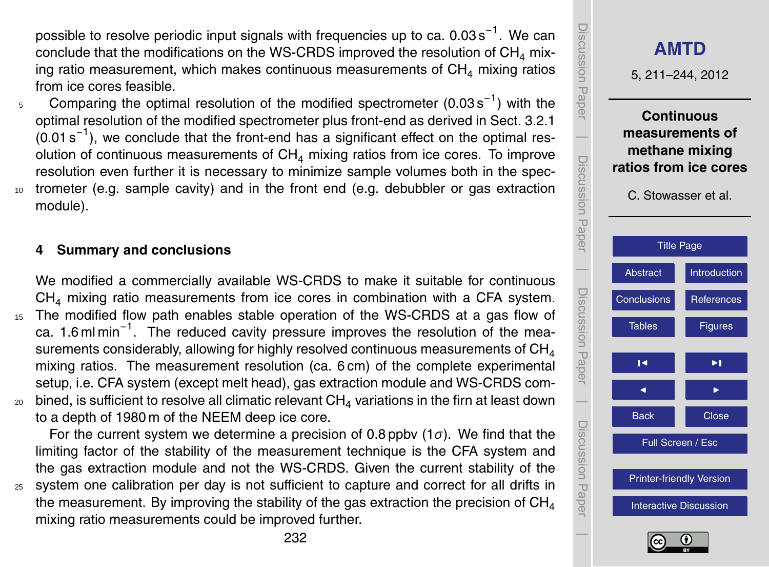possible to resolve periodic input signals with frequencies up to ca. 0.03 $s^{-1}$. We can conclude that the modifications on the WS-CRDS improved the resolution of $CH_4$ mixing ratio measurement, which makes continuous measurements of $CH_4$ mixing ratios from ice cores feasible.

Comparing the optimal resolution of the modified spectrometer (0.03 $s^{-1}$) with the optimal resolution of the modified spectrometer plus front-end as derived in Sect. 3.2.1 (0.01 $s^{-1}$), we conclude that the front-end has a significant effect on the optimal resolution of continuous measurements of $CH_4$ mixing ratios from ice cores. To improve resolution even further it is necessary to minimize sample volumes both in the spectrometer (e.g. sample cavity) and in the front end (e.g. debubbler or gas extraction module).

## 4 Summary and conclusions

We modified a commercially available WS-CRDS to make it suitable for continuous $CH_4$ mixing ratio measurements from ice cores in combination with a CFA system. The modified flow path enables stable operation of the WS-CRDS at a gas flow of ca. 1.6 ml $min^{-1}$. The reduced cavity pressure improves the resolution of the measurements considerably, allowing for highly resolved continuous measurements of $CH_4$ mixing ratios. The measurement resolution (ca. 6 cm) of the complete experimental setup, i.e. CFA system (except melt head), gas extraction module and WS-CRDS combined, is sufficient to resolve all climatic relevant $CH_4$ variations in the firn at least down to a depth of 1980 m of the NEEM deep ice core.

For the current system we determine a precision of 0.8 ppbv (1$\sigma$). We find that the limiting factor of the stability of the measurement technique is the CFA system and the gas extraction module and not the WS-CRDS. Given the current stability of the system one calibration per day is not sufficient to capture and correct for all drifts in the measurement. By improving the stability of the gas extraction the precision of $CH_4$ mixing ratio measurements could be improved further.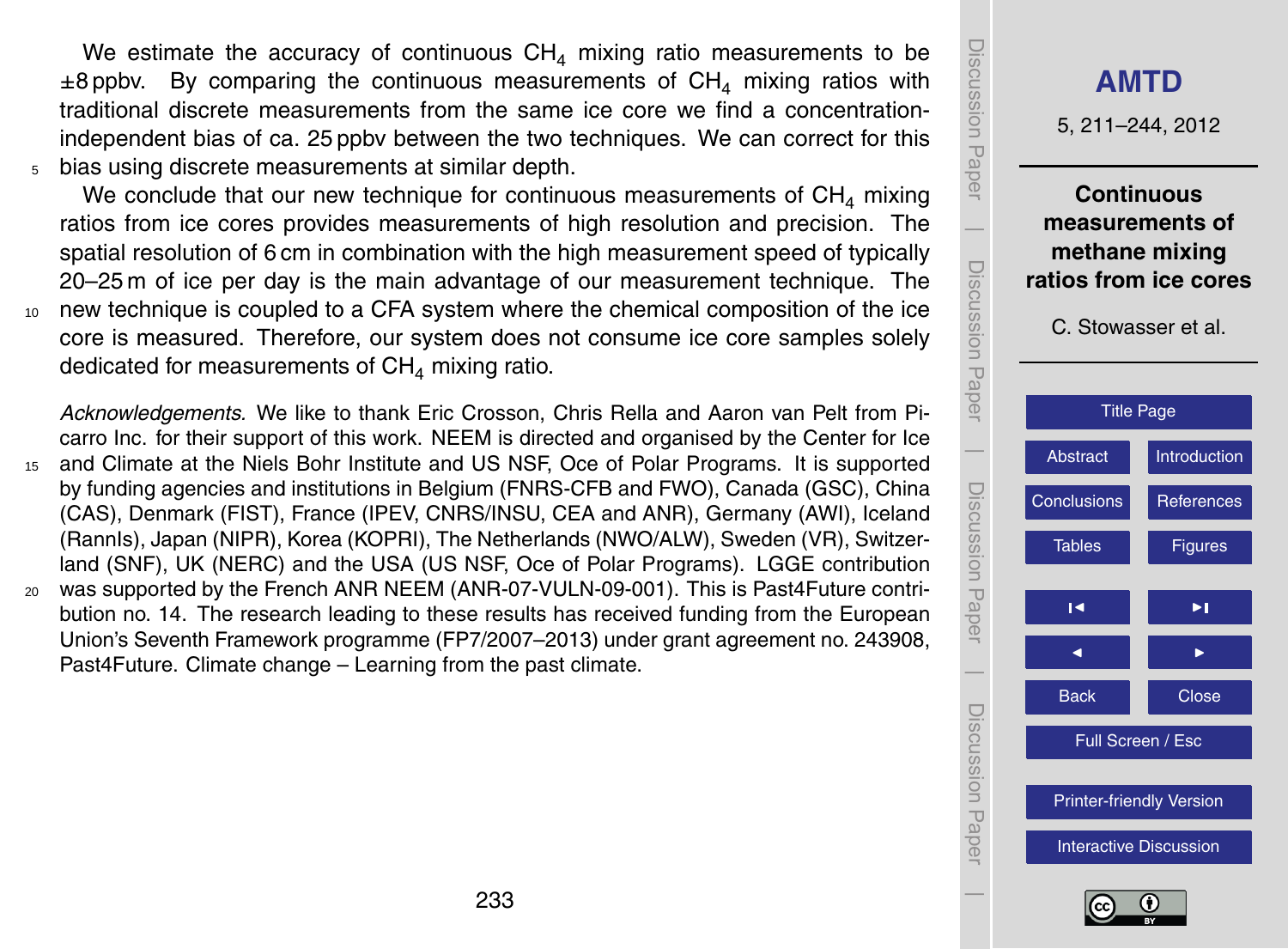We estimate the accuracy of continuous $CH_4$ mixing ratio measurements to be ±8 ppbv. By comparing the continuous measurements of $CH_4$ mixing ratios with traditional discrete measurements from the same ice core we find a concentration-independent bias of ca. 25 ppbv between the two techniques. We can correct for this bias using discrete measurements at similar depth.

We conclude that our new technique for continuous measurements of $CH_4$ mixing ratios from ice cores provides measurements of high resolution and precision. The spatial resolution of 6 cm in combination with the high measurement speed of typically 20–25 m of ice per day is the main advantage of our measurement technique. The new technique is coupled to a CFA system where the chemical composition of the ice core is measured. Therefore, our system does not consume ice core samples solely dedicated for measurements of $CH_4$ mixing ratio.

*Acknowledgements.* We like to thank Eric Crosson, Chris Rella and Aaron van Pelt from Picarro Inc. for their support of this work. NEEM is directed and organised by the Center for Ice and Climate at the Niels Bohr Institute and US NSF, Oce of Polar Programs. It is supported by funding agencies and institutions in Belgium (FNRS-CFB and FWO), Canada (GSC), China (CAS), Denmark (FIST), France (IPEV, CNRS/INSU, CEA and ANR), Germany (AWI), Iceland (RannIs), Japan (NIPR), Korea (KOPRI), The Netherlands (NWO/ALW), Sweden (VR), Switzerland (SNF), UK (NERC) and the USA (US NSF, Oce of Polar Programs). LGGE contribution was supported by the French ANR NEEM (ANR-07-VULN-09-001). This is Past4Future contribution no. 14. The research leading to these results has received funding from the European Union's Seventh Framework programme (FP7/2007–2013) under grant agreement no. 243908, Past4Future. Climate change – Learning from the past climate.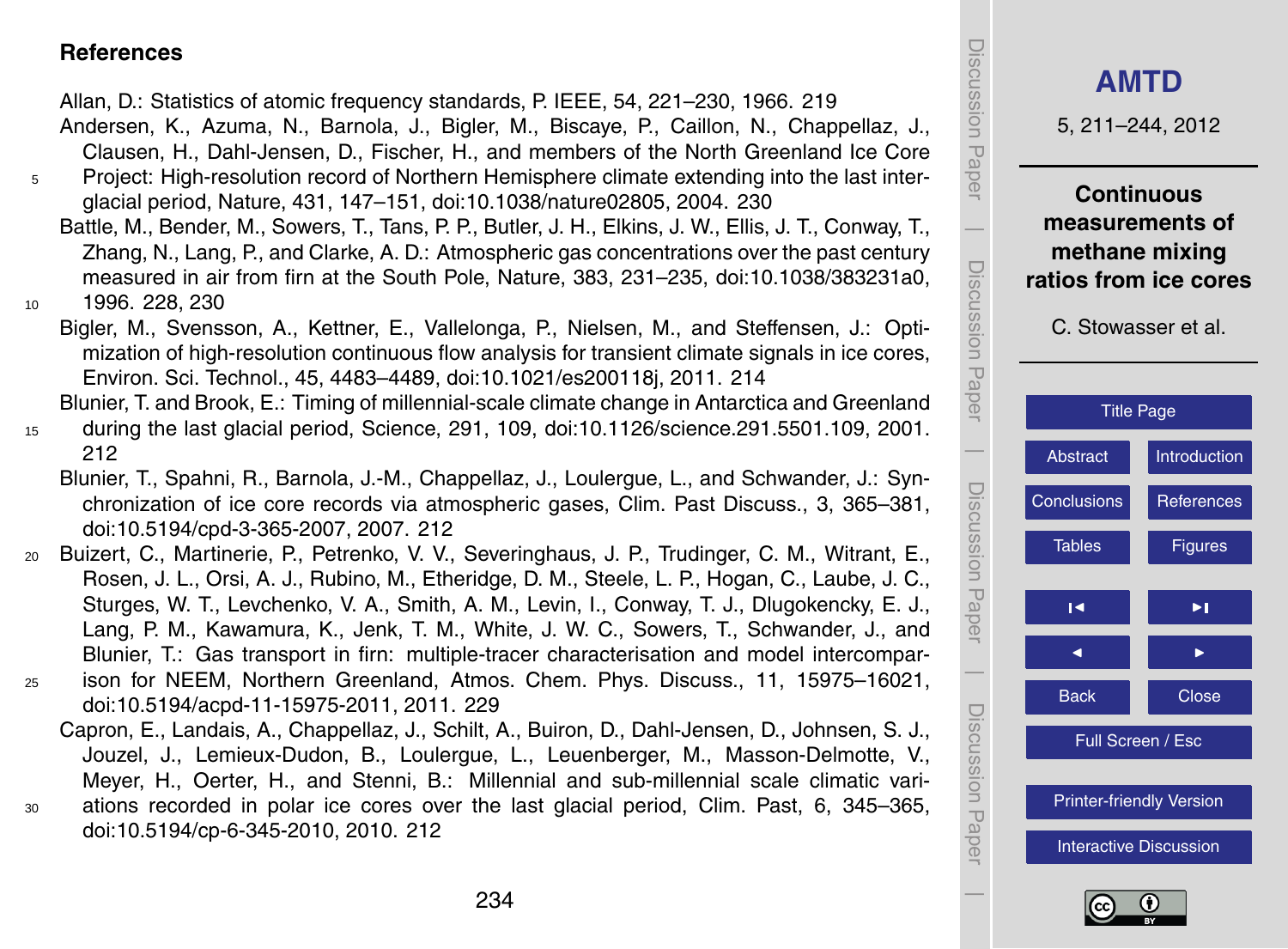## References

Allan, D.: Statistics of atomic frequency standards, P. IEEE, 54, 221–230, 1966. 219

Andersen, K., Azuma, N., Barnola, J., Bigler, M., Biscaye, P., Caillon, N., Chappellaz, J., Clausen, H., Dahl-Jensen, D., Fischer, H., and members of the North Greenland Ice Core Project: High-resolution record of Northern Hemisphere climate extending into the last interglacial period, Nature, 431, 147–151, doi:10.1038/nature02805, 2004. 230

Battle, M., Bender, M., Sowers, T., Tans, P. P., Butler, J. H., Elkins, J. W., Ellis, J. T., Conway, T., Zhang, N., Lang, P., and Clarke, A. D.: Atmospheric gas concentrations over the past century measured in air from firn at the South Pole, Nature, 383, 231–235, doi:10.1038/383231a0, 1996. 228, 230

Bigler, M., Svensson, A., Kettner, E., Vallelonga, P., Nielsen, M., and Steffensen, J.: Optimization of high-resolution continuous flow analysis for transient climate signals in ice cores, Environ. Sci. Technol., 45, 4483–4489, doi:10.1021/es200118j, 2011. 214

Blunier, T. and Brook, E.: Timing of millennial-scale climate change in Antarctica and Greenland during the last glacial period, Science, 291, 109, doi:10.1126/science.291.5501.109, 2001. 212

Blunier, T., Spahni, R., Barnola, J.-M., Chappellaz, J., Loulergue, L., and Schwander, J.: Synchronization of ice core records via atmospheric gases, Clim. Past Discuss., 3, 365–381, doi:10.5194/cpd-3-365-2007, 2007. 212

Buizert, C., Martinerie, P., Petrenko, V. V., Severinghaus, J. P., Trudinger, C. M., Witrant, E., Rosen, J. L., Orsi, A. J., Rubino, M., Etheridge, D. M., Steele, L. P., Hogan, C., Laube, J. C., Sturges, W. T., Levchenko, V. A., Smith, A. M., Levin, I., Conway, T. J., Dlugokencky, E. J., Lang, P. M., Kawamura, K., Jenk, T. M., White, J. W. C., Sowers, T., Schwander, J., and Blunier, T.: Gas transport in firn: multiple-tracer characterisation and model intercomparison for NEEM, Northern Greenland, Atmos. Chem. Phys. Discuss., 11, 15975–16021, doi:10.5194/acpd-11-15975-2011, 2011. 229

Capron, E., Landais, A., Chappellaz, J., Schilt, A., Buiron, D., Dahl-Jensen, D., Johnsen, S. J., Jouzel, J., Lemieux-Dudon, B., Loulergue, L., Leuenberger, M., Masson-Delmotte, V., Meyer, H., Oerter, H., and Stenni, B.: Millennial and sub-millennial scale climatic variations recorded in polar ice cores over the last glacial period, Clim. Past, 6, 345–365, doi:10.5194/cp-6-345-2010, 2010. 212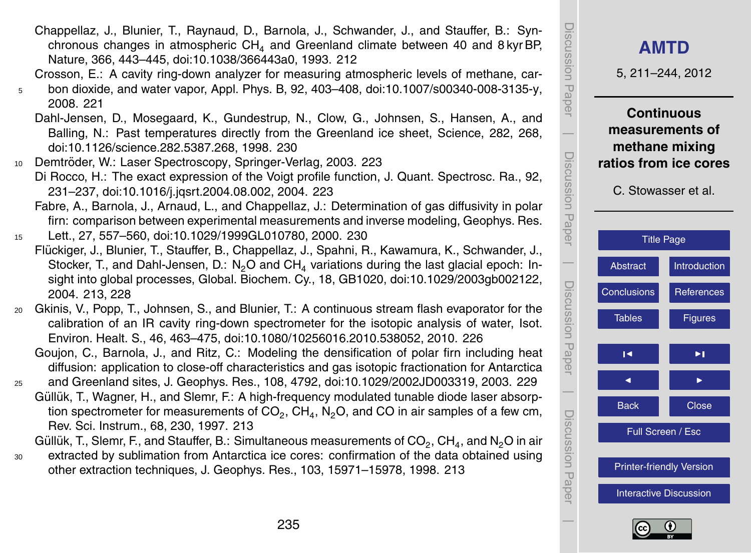Chappellaz, J., Blunier, T., Raynaud, D., Barnola, J., Schwander, J., and Stauffer, B.: Synchronous changes in atmospheric $CH_4$ and Greenland climate between 40 and 8 kyr BP, Nature, 366, 443–445, doi:10.1038/366443a0, 1993. 212

Crosson, E.: A cavity ring-down analyzer for measuring atmospheric levels of methane, carbon dioxide, and water vapor, Appl. Phys. B, 92, 403–408, doi:10.1007/s00340-008-3135-y, 2008. 221

Dahl-Jensen, D., Mosegaard, K., Gundestrup, N., Clow, G., Johnsen, S., Hansen, A., and Balling, N.: Past temperatures directly from the Greenland ice sheet, Science, 282, 268, doi:10.1126/science.282.5387.268, 1998. 230

Demtröder, W.: Laser Spectroscopy, Springer-Verlag, 2003. 223

Di Rocco, H.: The exact expression of the Voigt profile function, J. Quant. Spectrosc. Ra., 92, 231–237, doi:10.1016/j.jqsrt.2004.08.002, 2004. 223

Fabre, A., Barnola, J., Arnaud, L., and Chappellaz, J.: Determination of gas diffusivity in polar firn: comparison between experimental measurements and inverse modeling, Geophys. Res. Lett., 27, 557–560, doi:10.1029/1999GL010780, 2000. 230

Flückiger, J., Blunier, T., Stauffer, B., Chappellaz, J., Spahni, R., Kawamura, K., Schwander, J., Stocker, T., and Dahl-Jensen, D.: $N_2O$ and $CH_4$ variations during the last glacial epoch: Insight into global processes, Global. Biochem. Cy., 18, GB1020, doi:10.1029/2003gb002122, 2004. 213, 228

Gkinis, V., Popp, T., Johnsen, S., and Blunier, T.: A continuous stream flash evaporator for the calibration of an IR cavity ring-down spectrometer for the isotopic analysis of water, Isot. Environ. Healt. S., 46, 463–475, doi:10.1080/10256016.2010.538052, 2010. 226

Goujon, C., Barnola, J., and Ritz, C.: Modeling the densification of polar firn including heat diffusion: application to close-off characteristics and gas isotopic fractionation for Antarctica and Greenland sites, J. Geophys. Res., 108, 4792, doi:10.1029/2002JD003319, 2003. 229

Güllük, T., Wagner, H., and Slemr, F.: A high-frequency modulated tunable diode laser absorption spectrometer for measurements of $CO_2$, $CH_4$, $N_2O$, and CO in air samples of a few cm, Rev. Sci. Instrum., 68, 230, 1997. 213

Güllük, T., Slemr, F., and Stauffer, B.: Simultaneous measurements of $CO_2$, $CH_4$, and $N_2O$ in air extracted by sublimation from Antarctica ice cores: confirmation of the data obtained using other extraction techniques, J. Geophys. Res., 103, 15971–15978, 1998. 213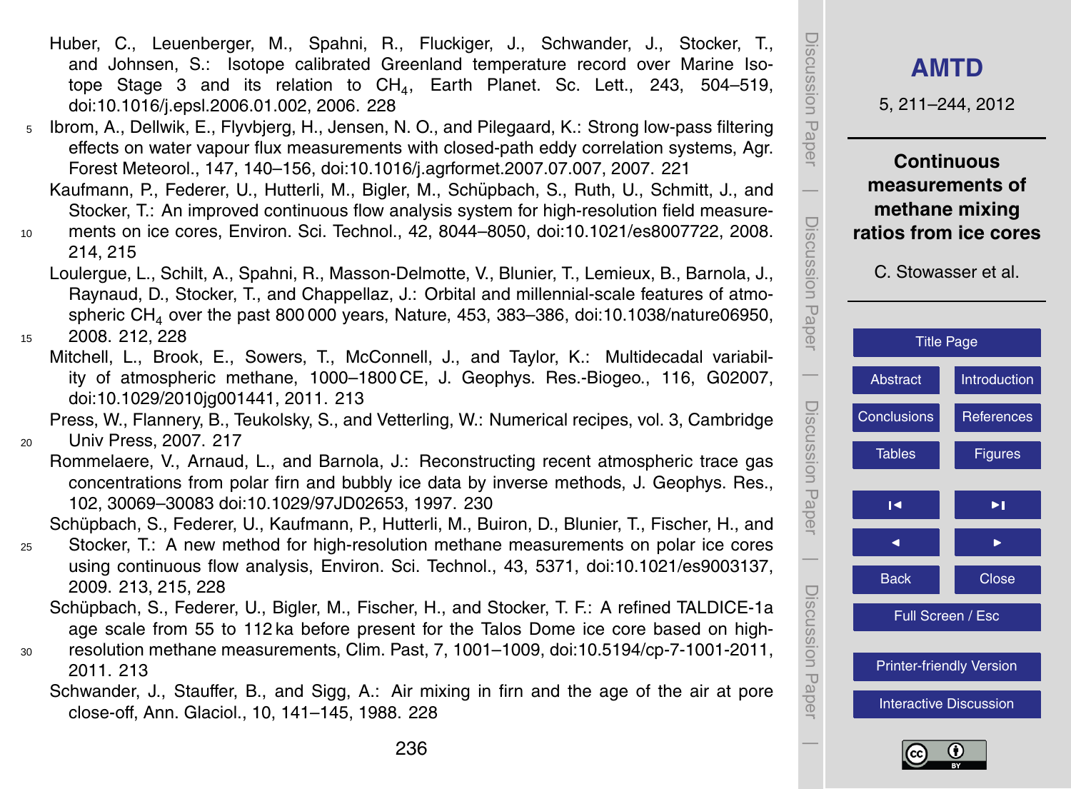Huber, C., Leuenberger, M., Spahni, R., Fluckiger, J., Schwander, J., Stocker, T., and Johnsen, S.: Isotope calibrated Greenland temperature record over Marine Isotope Stage 3 and its relation to $CH_4$, Earth Planet. Sc. Lett., 243, 504–519, doi:10.1016/j.epsl.2006.01.002, 2006. 228

Ibrom, A., Dellwik, E., Flyvbjerg, H., Jensen, N. O., and Pilegaard, K.: Strong low-pass filtering effects on water vapour flux measurements with closed-path eddy correlation systems, Agr. Forest Meteorol., 147, 140–156, doi:10.1016/j.agrformet.2007.07.007, 2007. 221

Kaufmann, P., Federer, U., Hutterli, M., Bigler, M., Schüpbach, S., Ruth, U., Schmitt, J., and Stocker, T.: An improved continuous flow analysis system for high-resolution field measurements on ice cores, Environ. Sci. Technol., 42, 8044–8050, doi:10.1021/es8007722, 2008. 214, 215

Loulergue, L., Schilt, A., Spahni, R., Masson-Delmotte, V., Blunier, T., Lemieux, B., Barnola, J., Raynaud, D., Stocker, T., and Chappellaz, J.: Orbital and millennial-scale features of atmospheric $CH_4$ over the past 800 000 years, Nature, 453, 383–386, doi:10.1038/nature06950, 2008. 212, 228

Mitchell, L., Brook, E., Sowers, T., McConnell, J., and Taylor, K.: Multidecadal variability of atmospheric methane, 1000–1800 CE, J. Geophys. Res.-Biogeo., 116, G02007, doi:10.1029/2010jg001441, 2011. 213

Press, W., Flannery, B., Teukolsky, S., and Vetterling, W.: Numerical recipes, vol. 3, Cambridge Univ Press, 2007. 217

Rommelaere, V., Arnaud, L., and Barnola, J.: Reconstructing recent atmospheric trace gas concentrations from polar firn and bubbly ice data by inverse methods, J. Geophys. Res., 102, 30069–30083 doi:10.1029/97JD02653, 1997. 230

Schüpbach, S., Federer, U., Kaufmann, P., Hutterli, M., Buiron, D., Blunier, T., Fischer, H., and Stocker, T.: A new method for high-resolution methane measurements on polar ice cores using continuous flow analysis, Environ. Sci. Technol., 43, 5371, doi:10.1021/es9003137, 2009. 213, 215, 228

Schüpbach, S., Federer, U., Bigler, M., Fischer, H., and Stocker, T. F.: A refined TALDICE-1a age scale from 55 to 112 ka before present for the Talos Dome ice core based on high-resolution methane measurements, Clim. Past, 7, 1001–1009, doi:10.5194/cp-7-1001-2011, 2011. 213

Schwander, J., Stauffer, B., and Sigg, A.: Air mixing in firn and the age of the air at pore close-off, Ann. Glaciol., 10, 141–145, 1988. 228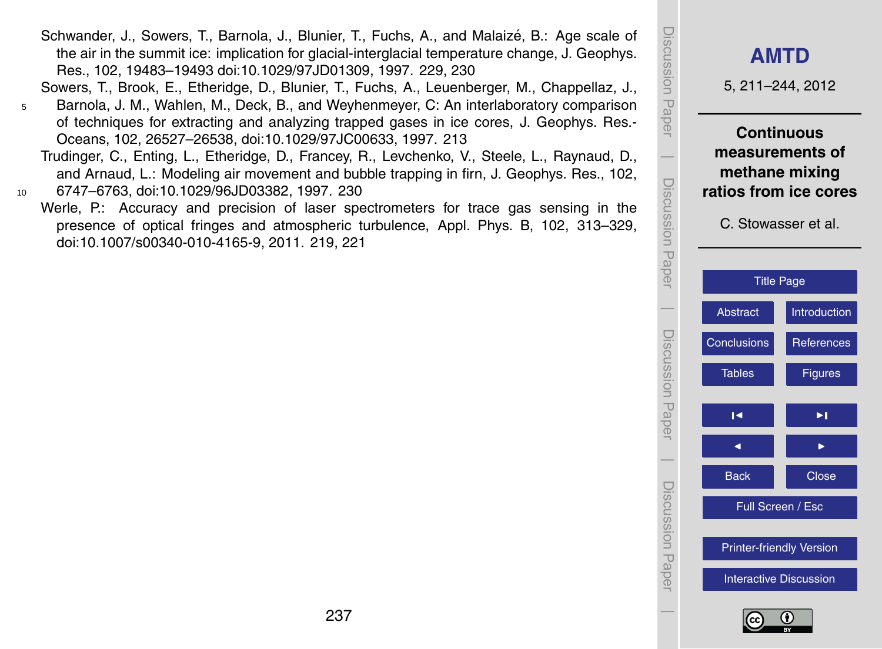Schwander, J., Sowers, T., Barnola, J., Blunier, T., Fuchs, A., and Malaizé, B.: Age scale of the air in the summit ice: implication for glacial-interglacial temperature change, J. Geophys. Res., 102, 19483–19493 doi:10.1029/97JD01309, 1997. 229, 230

Sowers, T., Brook, E., Etheridge, D., Blunier, T., Fuchs, A., Leuenberger, M., Chappellaz, J., Barnola, J. M., Wahlen, M., Deck, B., and Weyhenmeyer, C: An interlaboratory comparison of techniques for extracting and analyzing trapped gases in ice cores, J. Geophys. Res.-Oceans, 102, 26527–26538, doi:10.1029/97JC00633, 1997. 213

Trudinger, C., Enting, L., Etheridge, D., Francey, R., Levchenko, V., Steele, L., Raynaud, D., and Arnaud, L.: Modeling air movement and bubble trapping in firn, J. Geophys. Res., 102, 6747–6763, doi:10.1029/96JD03382, 1997. 230

Werle, P.: Accuracy and precision of laser spectrometers for trace gas sensing in the presence of optical fringes and atmospheric turbulence, Appl. Phys. B, 102, 313–329, doi:10.1007/s00340-010-4165-9, 2011. 219, 221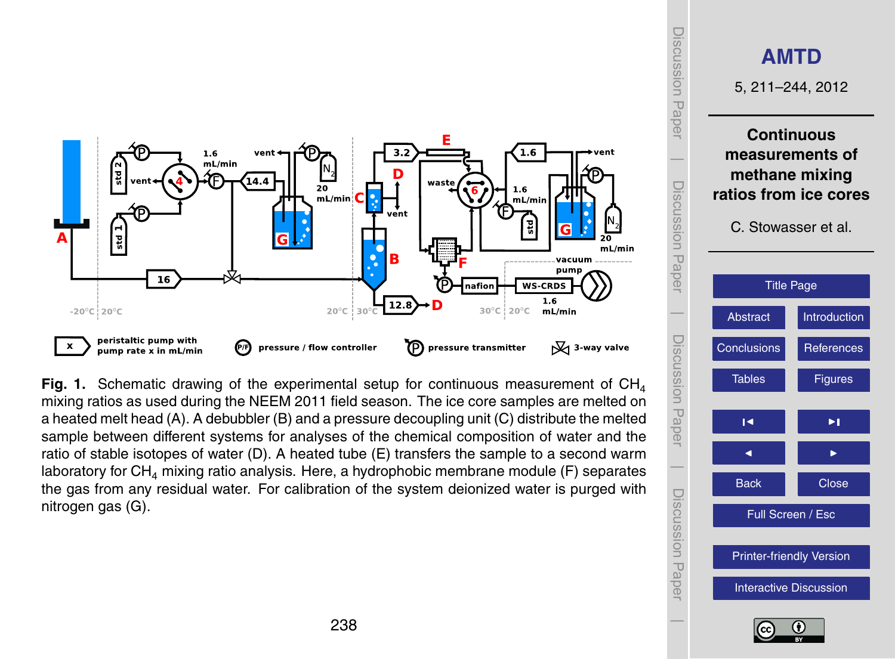**Fig. 1.** Schematic drawing of the experimental setup for continuous measurement of $CH_4$ mixing ratios as used during the NEEM 2011 field season. The ice core samples are melted on a heated melt head (A). A debubbler (B) and a pressure decoupling unit (C) distribute the melted sample between different systems for analyses of the chemical composition of water and the ratio of stable isotopes of water (D). A heated tube (E) transfers the sample to a second warm laboratory for $CH_4$ mixing ratio analysis. Here, a hydrophobic membrane module (F) separates the gas from any residual water. For calibration of the system deionized water is purged with nitrogen gas (G).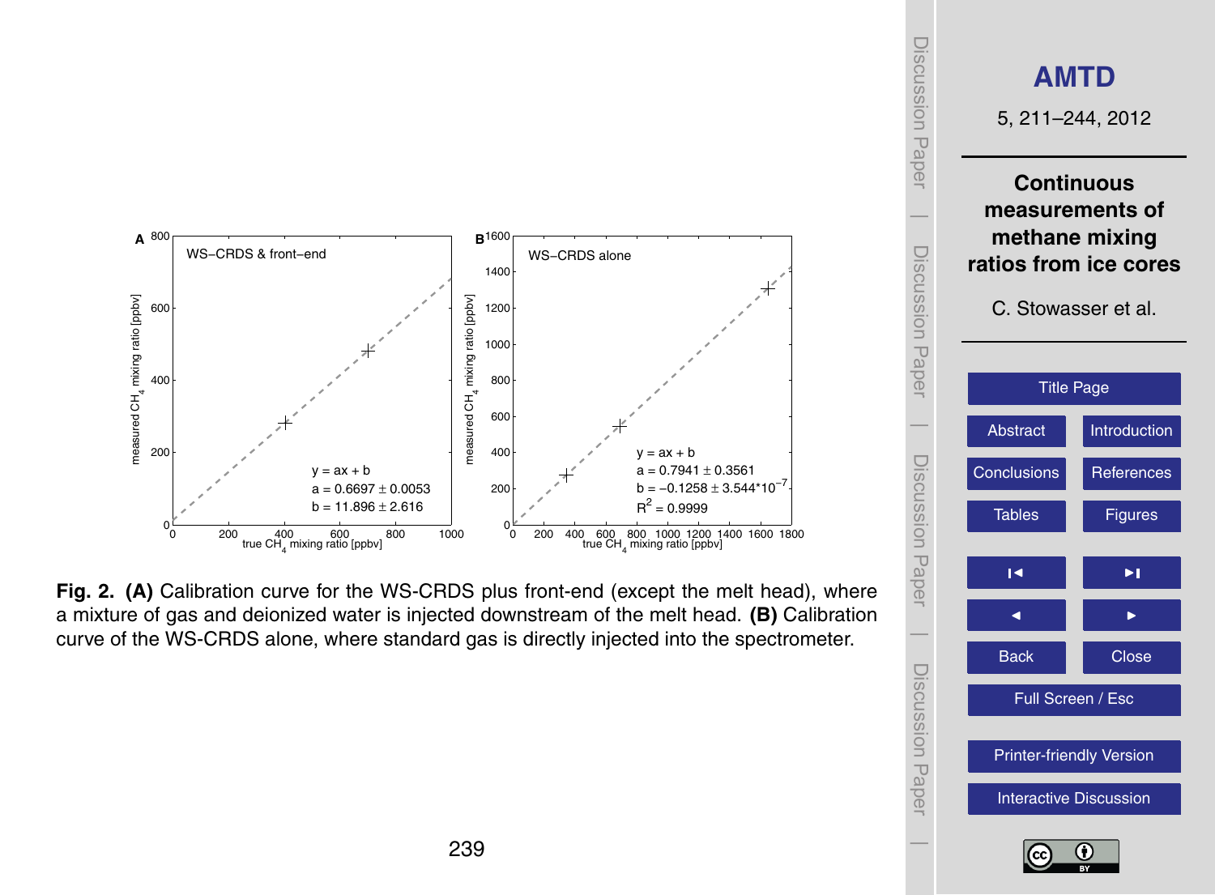**Fig. 2. (A)** Calibration curve for the WS-CRDS plus front-end (except the melt head), where a mixture of gas and deionized water is injected downstream of the melt head. **(B)** Calibration curve of the WS-CRDS alone, where standard gas is directly injected into the spectrometer.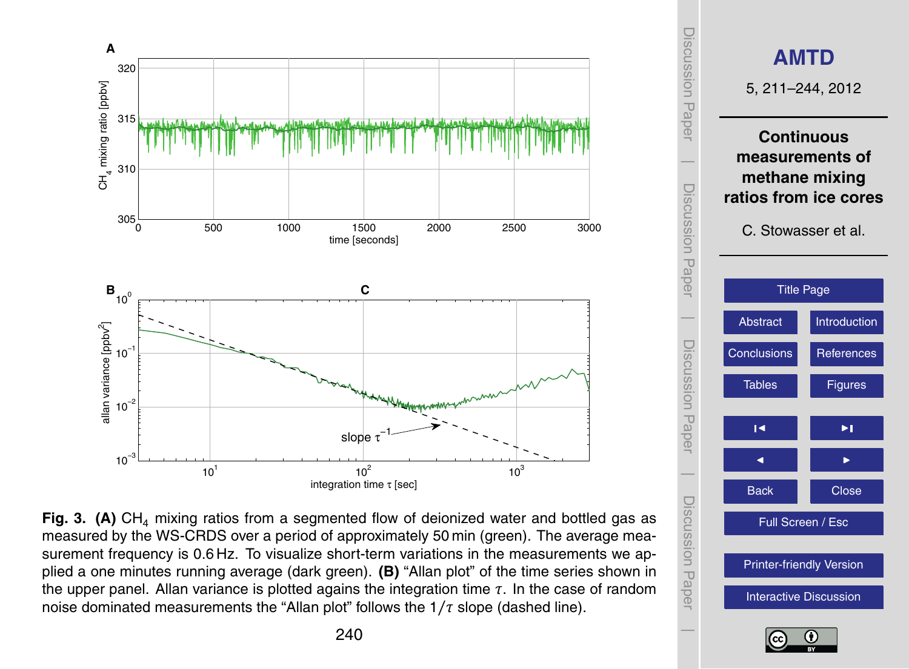**Fig. 3. (A)** $CH_4$ mixing ratios from a segmented flow of deionized water and bottled gas as measured by the WS-CRDS over a period of approximately 50 min (green). The average measurement frequency is 0.6 Hz. To visualize short-term variations in the measurements we applied a one minutes running average (dark green). **(B)** "Allan plot" of the time series shown in the upper panel. Allan variance is plotted agains the integration time $\tau$. In the case of random noise dominated measurements the "Allan plot" follows the $1/\tau$ slope (dashed line).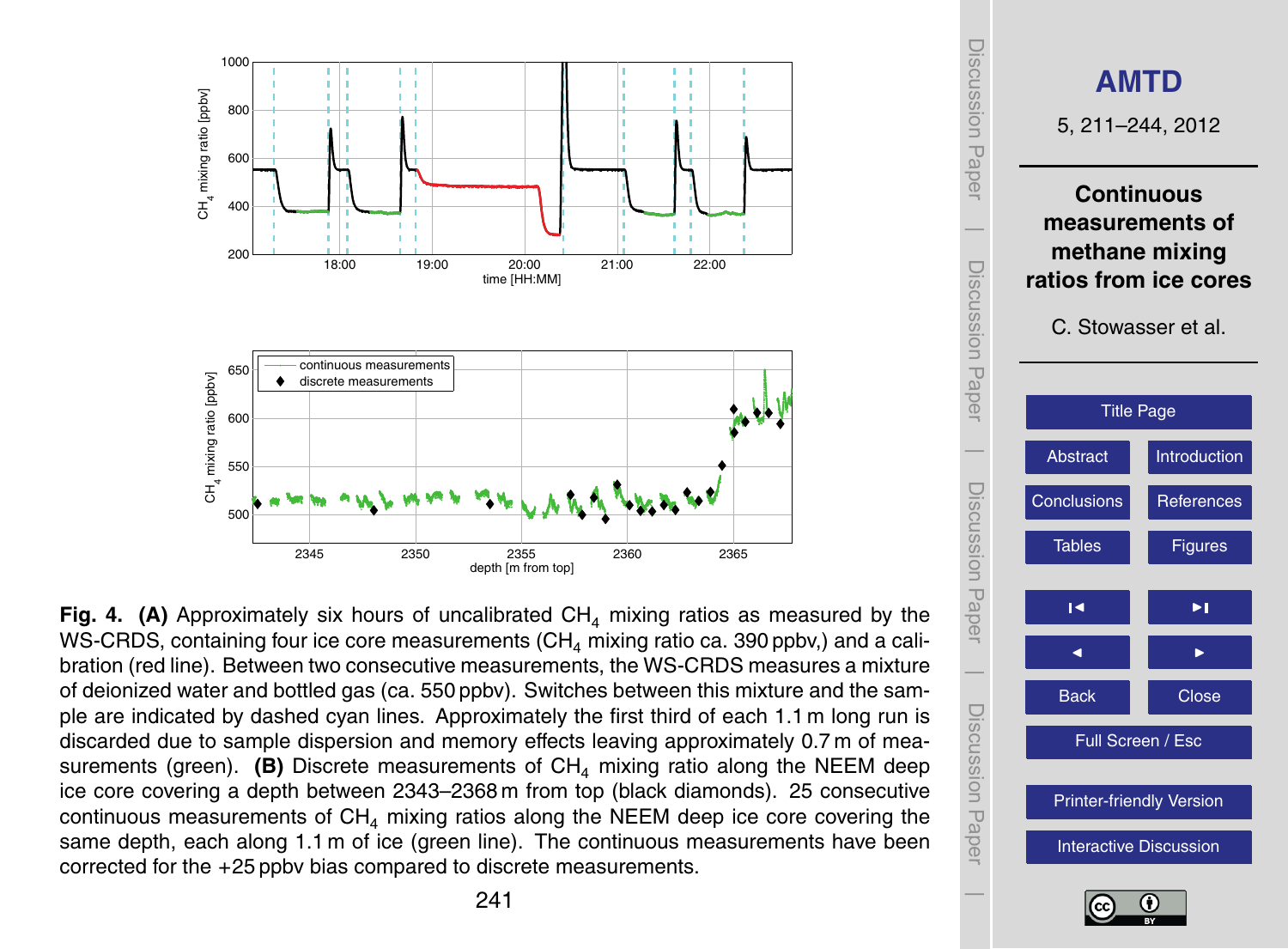**Fig. 4.** **(A)** Approximately six hours of uncalibrated $CH_4$ mixing ratios as measured by the WS-CRDS, containing four ice core measurements ($CH_4$ mixing ratio ca. 390 ppbv,) and a calibration (red line). Between two consecutive measurements, the WS-CRDS measures a mixture of deionized water and bottled gas (ca. 550 ppbv). Switches between this mixture and the sample are indicated by dashed cyan lines. Approximately the first third of each 1.1 m long run is discarded due to sample dispersion and memory effects leaving approximately 0.7 m of measurements (green). **(B)** Discrete measurements of $CH_4$ mixing ratio along the NEEM deep ice core covering a depth between 2343–2368 m from top (black diamonds). 25 consecutive continuous measurements of $CH_4$ mixing ratios along the NEEM deep ice core covering the same depth, each along 1.1 m of ice (green line). The continuous measurements have been corrected for the +25 ppbv bias compared to discrete measurements.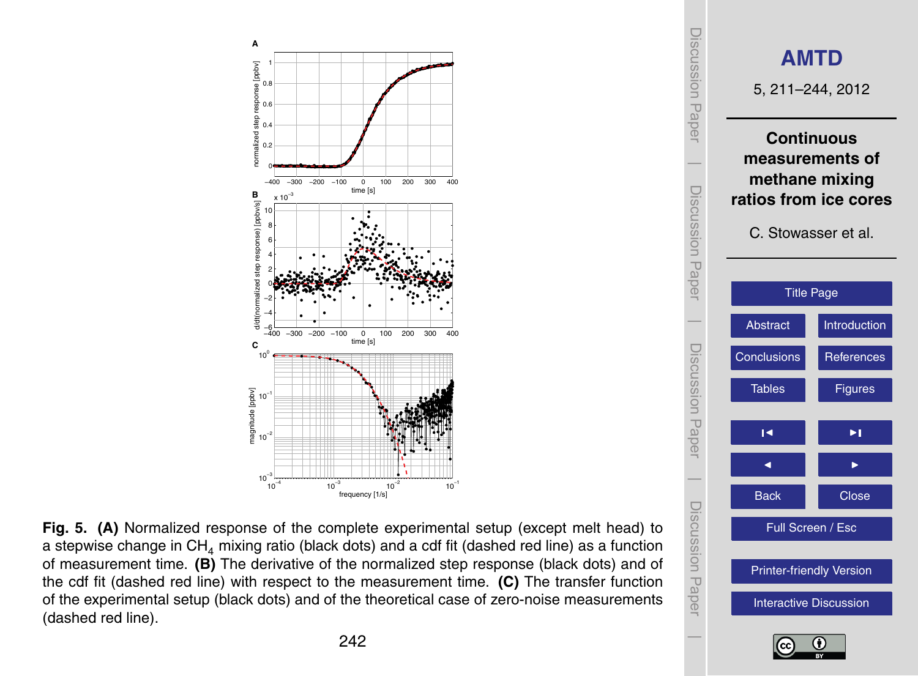**Fig. 5. (A)** Normalized response of the complete experimental setup (except melt head) to a stepwise change in $CH_4$ mixing ratio (black dots) and a cdf fit (dashed red line) as a function of measurement time. **(B)** The derivative of the normalized step response (black dots) and of the cdf fit (dashed red line) with respect to the measurement time. **(C)** The transfer function of the experimental setup (black dots) and of the theoretical case of zero-noise measurements (dashed red line).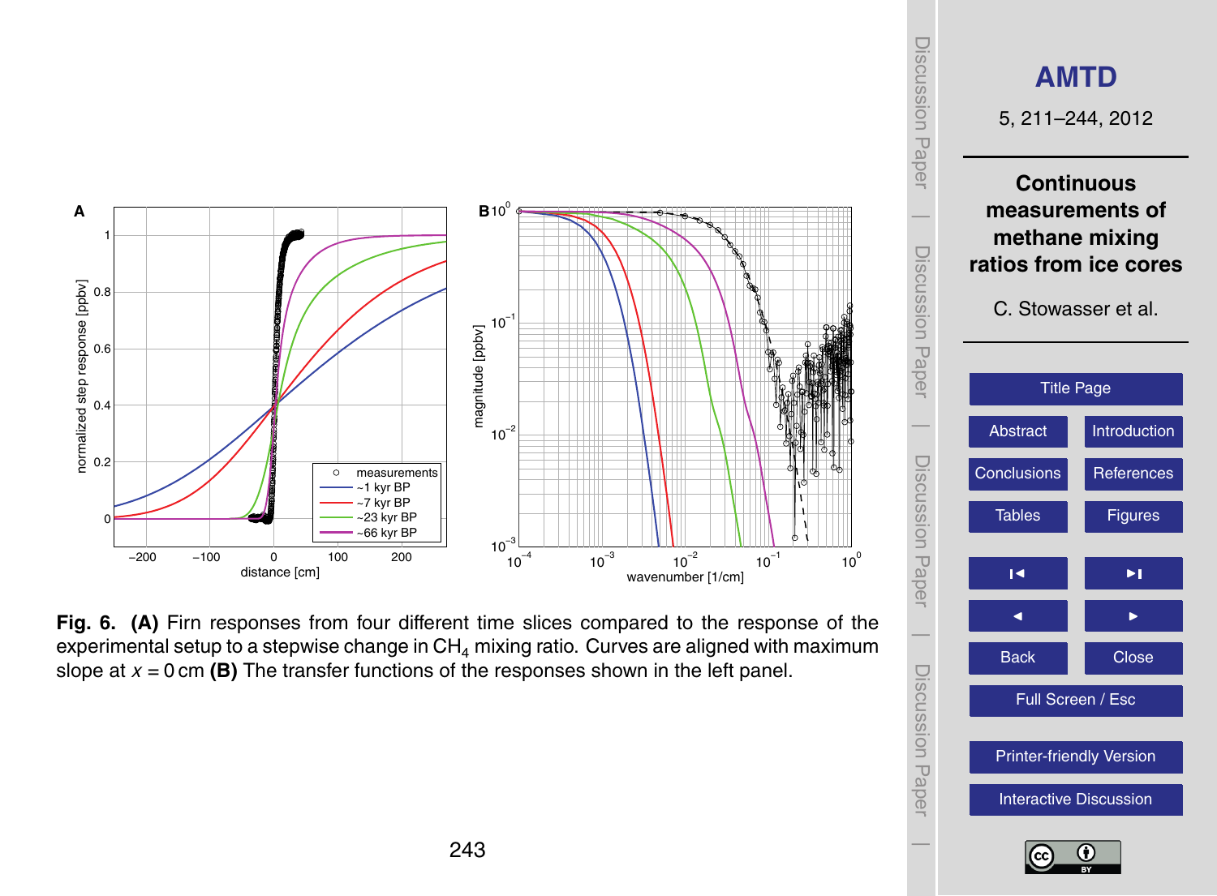**Fig. 6.** **(A)** Firn responses from four different time slices compared to the response of the experimental setup to a stepwise change in $CH_4$ mixing ratio. Curves are aligned with maximum slope at $x = 0$ cm **(B)** The transfer functions of the responses shown in the left panel.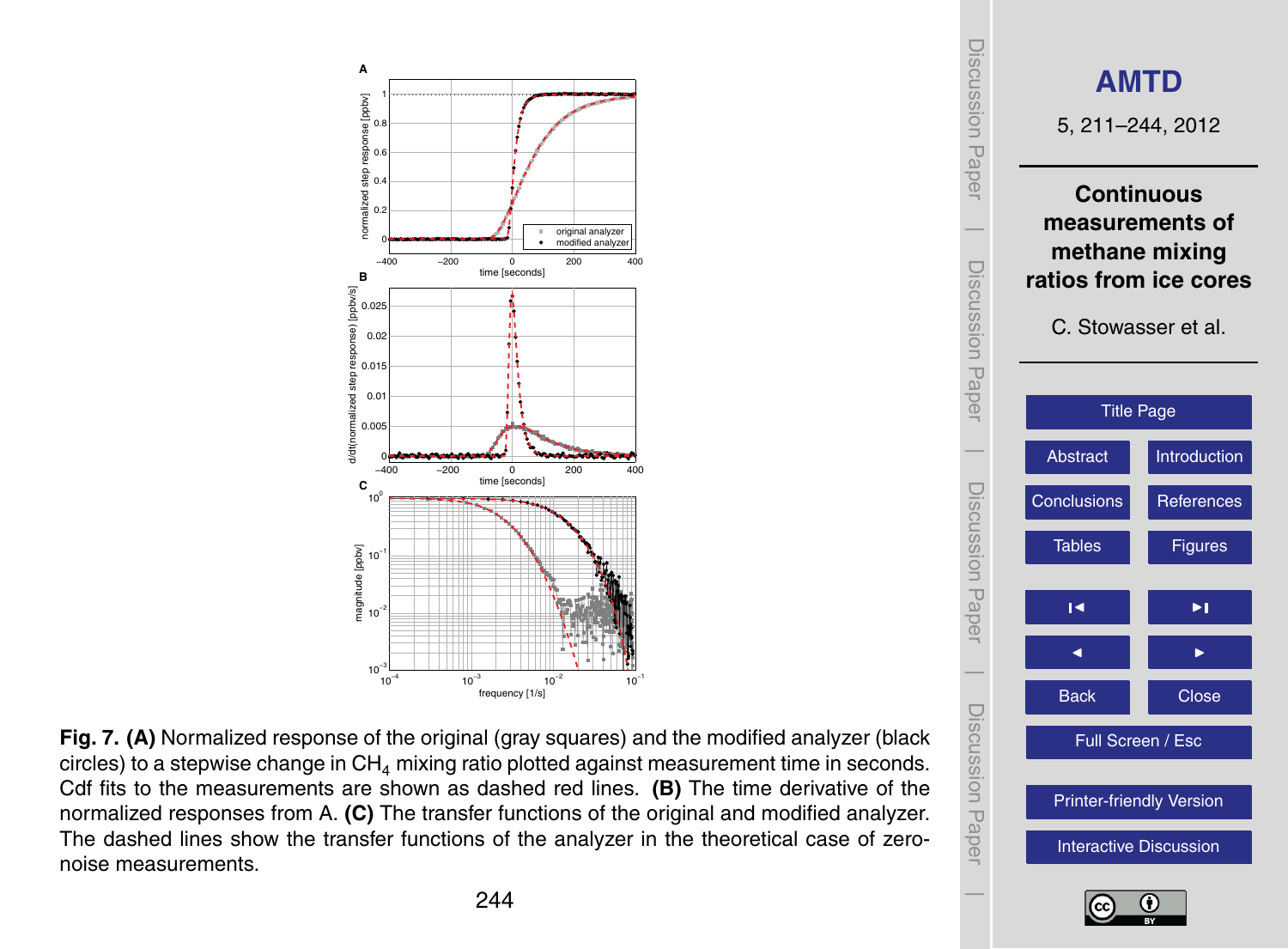A

normalized step response [ppbv]

1
0.8
0.6
0.4
0.2
0

original analyzer
modified analyzer

−400
−200
0
200
400

time [seconds]

B

d/dt(normalized step response) [ppbv/s]

0.025
0.02
0.015
0.01
0.005
0

−400
−200
0
200
400

time [seconds]

C

magnitude [ppbv]

$10^{0}$
$10^{-1}$
$10^{-2}$
$10^{-3}$

$10^{-4}$
$10^{-3}$
$10^{-2}$
$10^{-1}$

frequency [1/s]

**Fig. 7. (A)** Normalized response of the original (gray squares) and the modified analyzer (black circles) to a stepwise change in $CH_4$ mixing ratio plotted against measurement time in seconds. Cdf fits to the measurements are shown as dashed red lines. **(B)** The time derivative of the normalized responses from A. **(C)** The transfer functions of the original and modified analyzer. The dashed lines show the transfer functions of the analyzer in the theoretical case of zero-noise measurements.